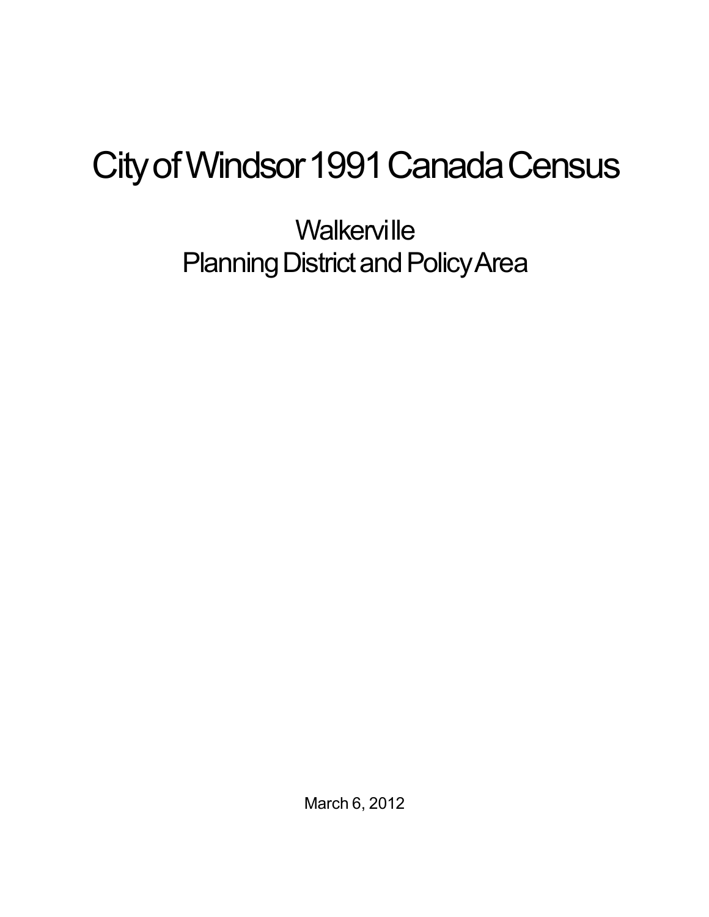# City of Windsor 1991 Canada Census

## Walkerville
## Planning District and Policy Area

March 6, 2012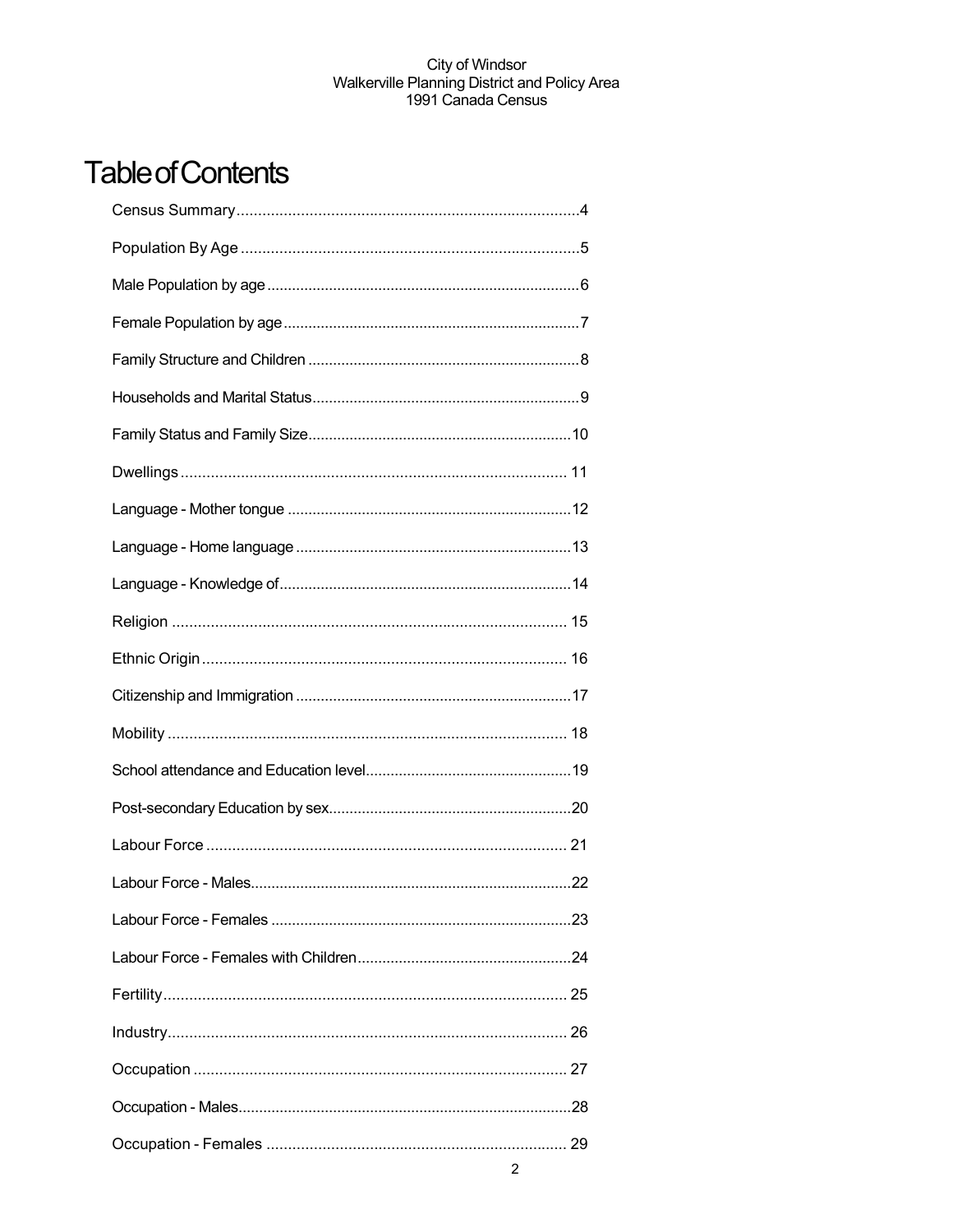# Table of Contents

Census Summary........................................................................4

Population By Age .....................................................................5

Male Population by age.............................................................6

Female Population by age..........................................................7

Family Structure and Children ...................................................8

Households and Marital Status...................................................9

Family Status and Family Size..................................................10

Dwellings ................................................................................. 11

Language - Mother tongue .......................................................12

Language - Home language .....................................................13

Language - Knowledge of.........................................................14

Religion ................................................................................... 15

Ethnic Origin ............................................................................ 16

Citizenship and Immigration .....................................................17

Mobility .................................................................................... 18

School attendance and Education level....................................19

Post-secondary Education by sex.............................................20

Labour Force ........................................................................... 21

Labour Force - Males...............................................................22

Labour Force - Females ...........................................................23

Labour Force - Females with Children......................................24

Fertility..................................................................................... 25

Industry.................................................................................... 26

Occupation .............................................................................. 27

Occupation - Males..................................................................28

Occupation - Females ............................................................. 29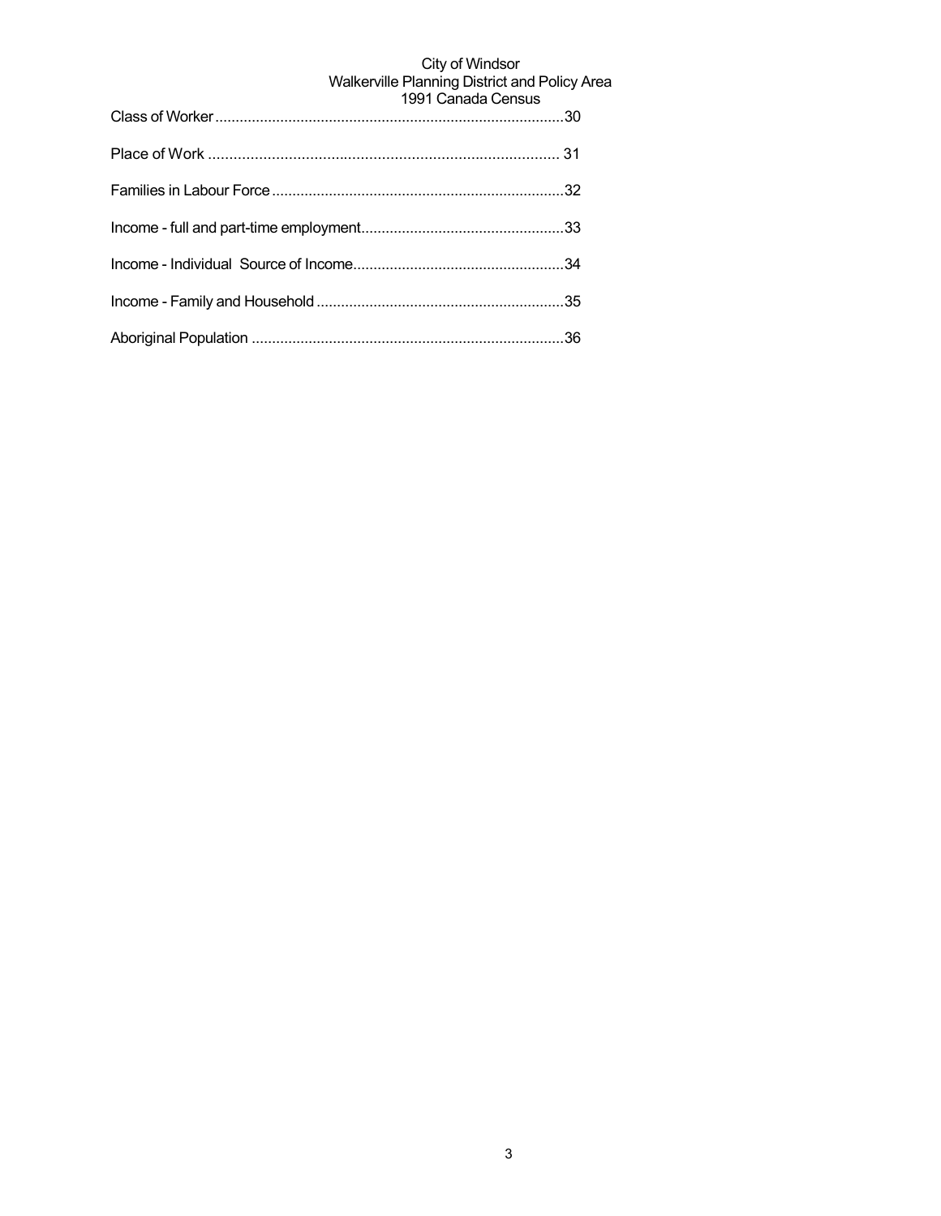Class of Worker.....................................................................................30

Place of Work ..................................................................................... 31

Families in Labour Force.......................................................................32

Income - full and part-time employment.................................................33

Income - Individual  Source of Income....................................................34

Income - Family and Household ............................................................35

Aboriginal Population ............................................................................36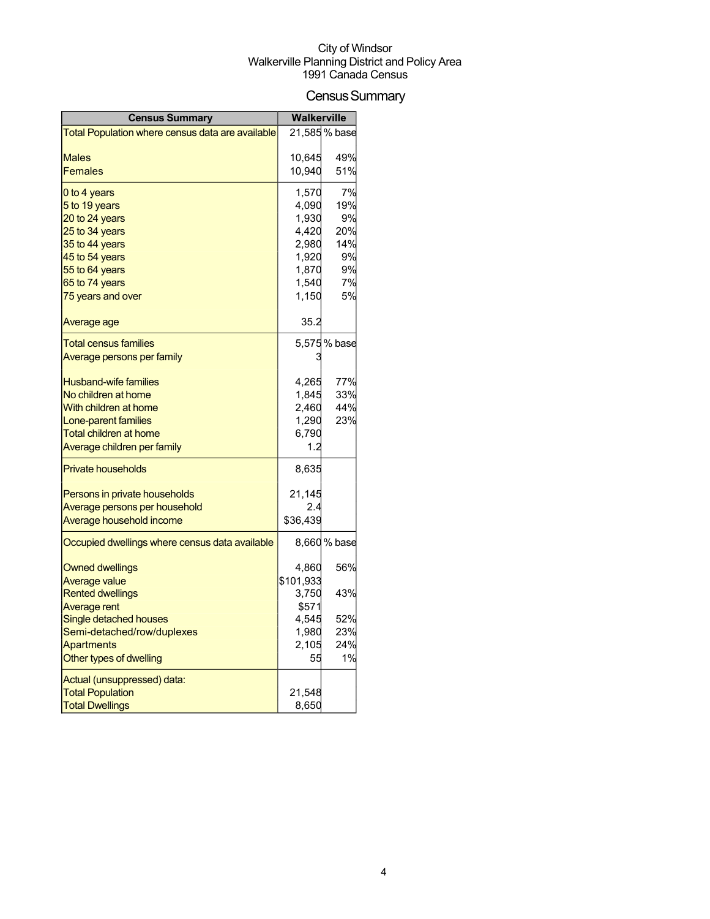City of Windsor
Walkerville Planning District and Policy Area
1991 Canada Census

# Census Summary

| Census Summary | Walkerville | |
|---|---|---|
| Total Population where census data are available | 21,585 | % base |
| Males | 10,645 | 49% |
| Females | 10,940 | 51% |
| 0 to 4 years | 1,570 | 7% |
| 5 to 19 years | 4,090 | 19% |
| 20 to 24 years | 1,930 | 9% |
| 25 to 34 years | 4,420 | 20% |
| 35 to 44 years | 2,980 | 14% |
| 45 to 54 years | 1,920 | 9% |
| 55 to 64 years | 1,870 | 9% |
| 65 to 74 years | 1,540 | 7% |
| 75 years and over | 1,150 | 5% |
| Average age | 35.2 | |
| Total census families | 5,575 | % base |
| Average persons per family | 3 | |
| Husband-wife families | 4,265 | 77% |
| No children at home | 1,845 | 33% |
| With children at home | 2,460 | 44% |
| Lone-parent families | 1,290 | 23% |
| Total children at home | 6,790 | |
| Average children per family | 1.2 | |
| Private households | 8,635 | |
| Persons in private households | 21,145 | |
| Average persons per household | 2.4 | |
| Average household income | $36,439 | |
| Occupied dwellings where census data available | 8,660 | % base |
| Owned dwellings | 4,860 | 56% |
| Average value | $101,933 | |
| Rented dwellings | 3,750 | 43% |
| Average rent | $571 | |
| Single detached houses | 4,545 | 52% |
| Semi-detached/row/duplexes | 1,980 | 23% |
| Apartments | 2,105 | 24% |
| Other types of dwelling | 55 | 1% |
| Actual (unsuppressed) data: | | |
| Total Population | 21,548 | |
| Total Dwellings | 8,650 | |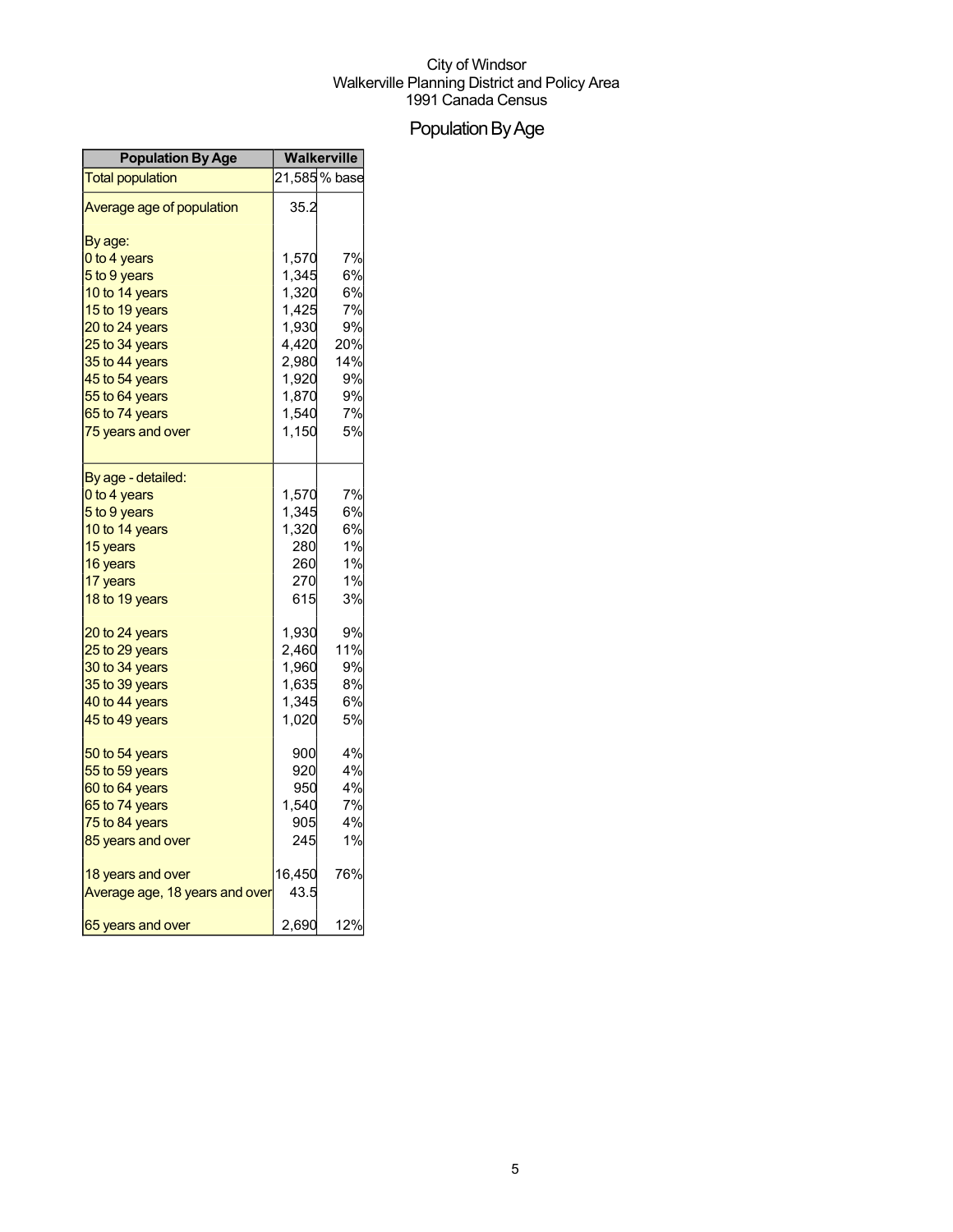City of Windsor
Walkerville Planning District and Policy Area
1991 Canada Census

# Population By Age

| Population By Age | Walkerville | |
|---|---|---|
| Total population | 21,585 | % base |
| Average age of population | 35.2 | |
| By age: | | |
| 0 to 4 years | 1,570 | 7% |
| 5 to 9 years | 1,345 | 6% |
| 10 to 14 years | 1,320 | 6% |
| 15 to 19 years | 1,425 | 7% |
| 20 to 24 years | 1,930 | 9% |
| 25 to 34 years | 4,420 | 20% |
| 35 to 44 years | 2,980 | 14% |
| 45 to 54 years | 1,920 | 9% |
| 55 to 64 years | 1,870 | 9% |
| 65 to 74 years | 1,540 | 7% |
| 75 years and over | 1,150 | 5% |
| By age - detailed: | | |
| 0 to 4 years | 1,570 | 7% |
| 5 to 9 years | 1,345 | 6% |
| 10 to 14 years | 1,320 | 6% |
| 15 years | 280 | 1% |
| 16 years | 260 | 1% |
| 17 years | 270 | 1% |
| 18 to 19 years | 615 | 3% |
| 20 to 24 years | 1,930 | 9% |
| 25 to 29 years | 2,460 | 11% |
| 30 to 34 years | 1,960 | 9% |
| 35 to 39 years | 1,635 | 8% |
| 40 to 44 years | 1,345 | 6% |
| 45 to 49 years | 1,020 | 5% |
| 50 to 54 years | 900 | 4% |
| 55 to 59 years | 920 | 4% |
| 60 to 64 years | 950 | 4% |
| 65 to 74 years | 1,540 | 7% |
| 75 to 84 years | 905 | 4% |
| 85 years and over | 245 | 1% |
| 18 years and over | 16,450 | 76% |
| Average age, 18 years and over | 43.5 | |
| 65 years and over | 2,690 | 12% |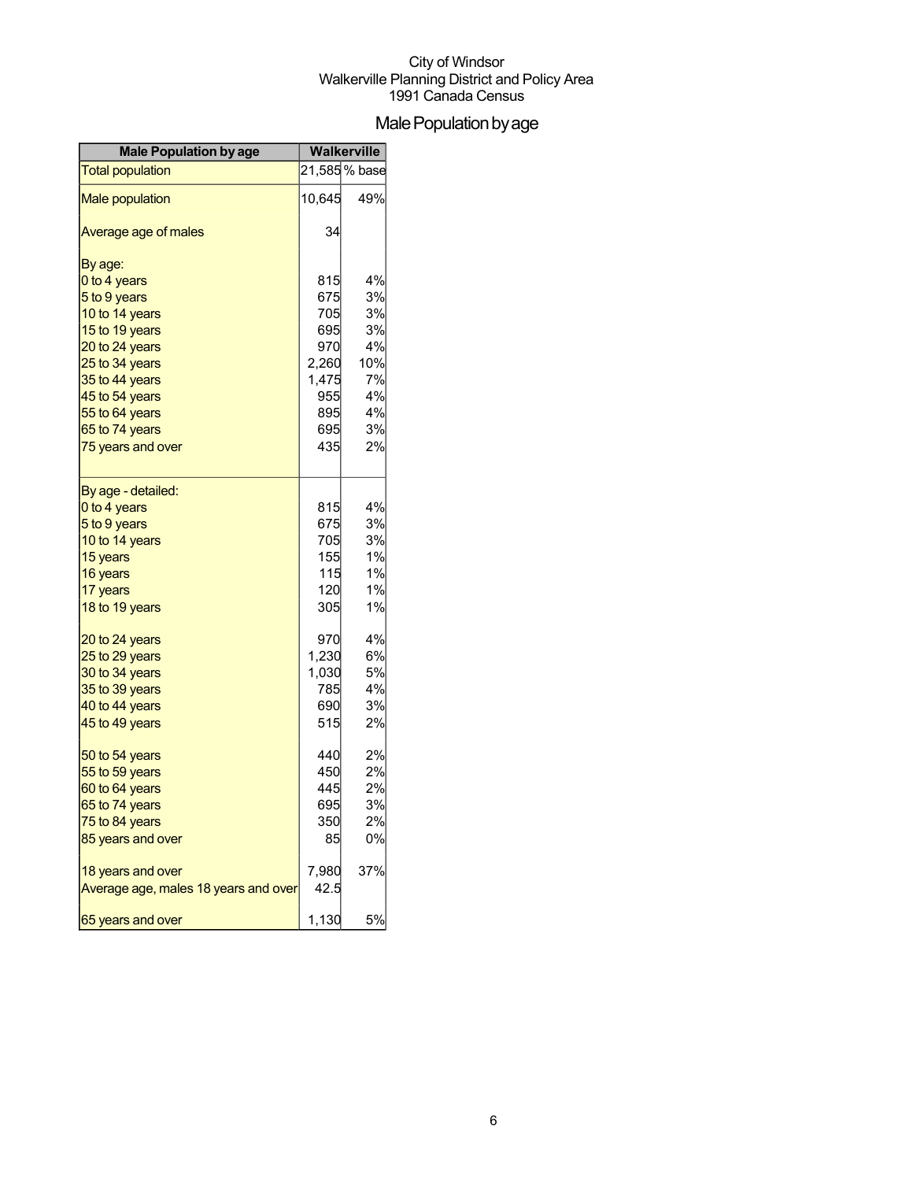City of Windsor
Walkerville Planning District and Policy Area
1991 Canada Census

# Male Population by age

| Male Population by age | Walkerville | |
|---|---|---|
| Total population | 21,585 | % base |
| Male population | 10,645 | 49% |
| Average age of males | 34 | |
| By age: | | |
| 0 to 4 years | 815 | 4% |
| 5 to 9 years | 675 | 3% |
| 10 to 14 years | 705 | 3% |
| 15 to 19 years | 695 | 3% |
| 20 to 24 years | 970 | 4% |
| 25 to 34 years | 2,260 | 10% |
| 35 to 44 years | 1,475 | 7% |
| 45 to 54 years | 955 | 4% |
| 55 to 64 years | 895 | 4% |
| 65 to 74 years | 695 | 3% |
| 75 years and over | 435 | 2% |
| By age - detailed: | | |
| 0 to 4 years | 815 | 4% |
| 5 to 9 years | 675 | 3% |
| 10 to 14 years | 705 | 3% |
| 15 years | 155 | 1% |
| 16 years | 115 | 1% |
| 17 years | 120 | 1% |
| 18 to 19 years | 305 | 1% |
| 20 to 24 years | 970 | 4% |
| 25 to 29 years | 1,230 | 6% |
| 30 to 34 years | 1,030 | 5% |
| 35 to 39 years | 785 | 4% |
| 40 to 44 years | 690 | 3% |
| 45 to 49 years | 515 | 2% |
| 50 to 54 years | 440 | 2% |
| 55 to 59 years | 450 | 2% |
| 60 to 64 years | 445 | 2% |
| 65 to 74 years | 695 | 3% |
| 75 to 84 years | 350 | 2% |
| 85 years and over | 85 | 0% |
| 18 years and over | 7,980 | 37% |
| Average age, males 18 years and over | 42.5 | |
| 65 years and over | 1,130 | 5% |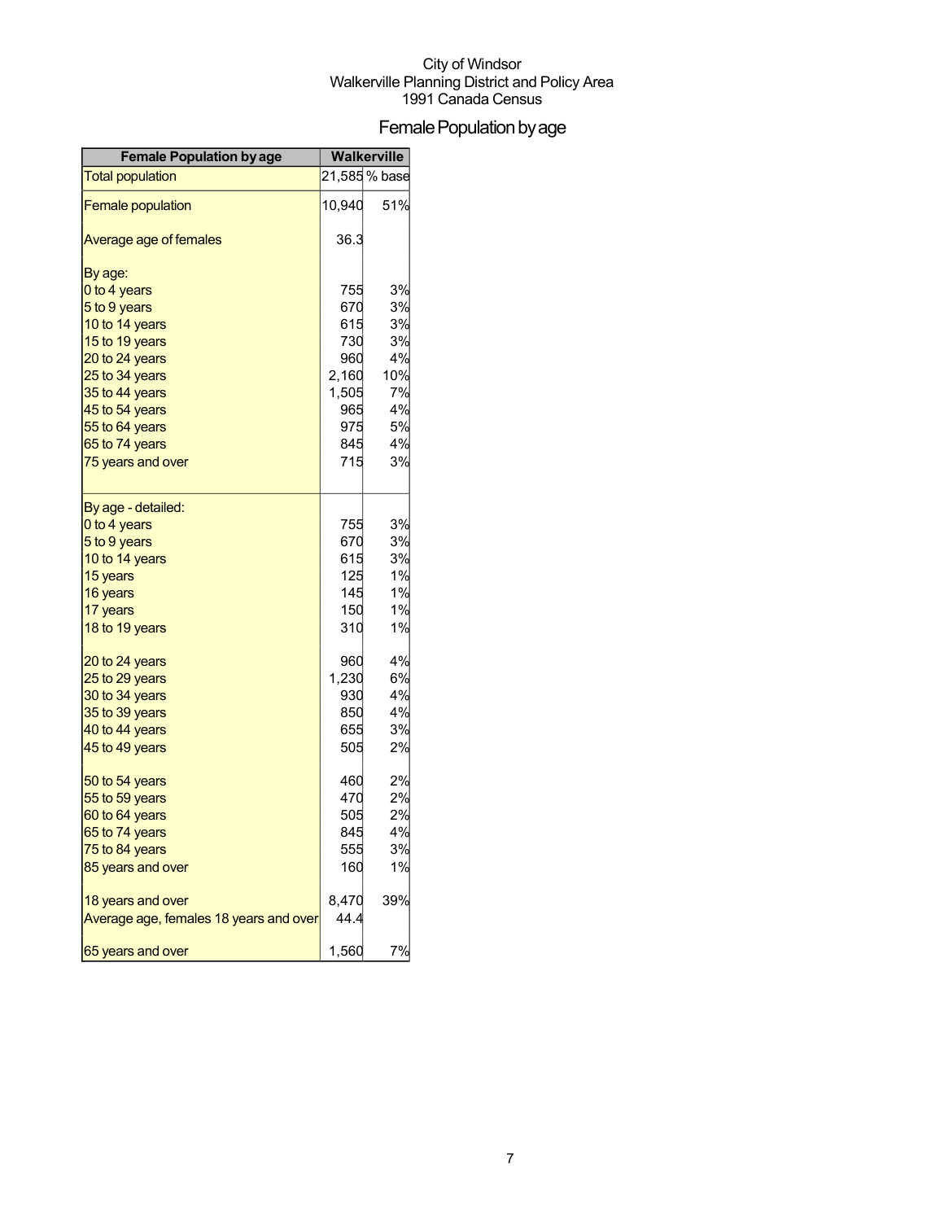City of Windsor
Walkerville Planning District and Policy Area
1991 Canada Census

# Female Population by age

| Female Population by age | Walkerville | |
|---|---|---|
| Total population | 21,585 | % base |
| Female population | 10,940 | 51% |
| Average age of females | 36.3 | |
| By age: | | |
| 0 to 4 years | 755 | 3% |
| 5 to 9 years | 670 | 3% |
| 10 to 14 years | 615 | 3% |
| 15 to 19 years | 730 | 3% |
| 20 to 24 years | 960 | 4% |
| 25 to 34 years | 2,160 | 10% |
| 35 to 44 years | 1,505 | 7% |
| 45 to 54 years | 965 | 4% |
| 55 to 64 years | 975 | 5% |
| 65 to 74 years | 845 | 4% |
| 75 years and over | 715 | 3% |
| By age - detailed: | | |
| 0 to 4 years | 755 | 3% |
| 5 to 9 years | 670 | 3% |
| 10 to 14 years | 615 | 3% |
| 15 years | 125 | 1% |
| 16 years | 145 | 1% |
| 17 years | 150 | 1% |
| 18 to 19 years | 310 | 1% |
| 20 to 24 years | 960 | 4% |
| 25 to 29 years | 1,230 | 6% |
| 30 to 34 years | 930 | 4% |
| 35 to 39 years | 850 | 4% |
| 40 to 44 years | 655 | 3% |
| 45 to 49 years | 505 | 2% |
| 50 to 54 years | 460 | 2% |
| 55 to 59 years | 470 | 2% |
| 60 to 64 years | 505 | 2% |
| 65 to 74 years | 845 | 4% |
| 75 to 84 years | 555 | 3% |
| 85 years and over | 160 | 1% |
| 18 years and over | 8,470 | 39% |
| Average age, females 18 years and over | 44.4 | |
| 65 years and over | 1,560 | 7% |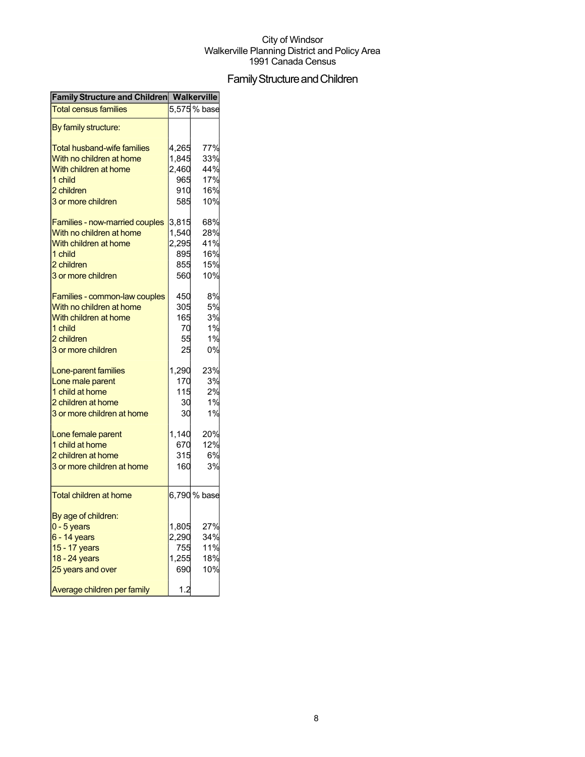City of Windsor
Walkerville Planning District and Policy Area
1991 Canada Census

# Family Structure and Children

| Family Structure and Children | Walkerville | |
|---|---|---|
| Total census families | 5,575 | % base |
| By family structure: | | |
| Total husband-wife families | 4,265 | 77% |
| With no children at home | 1,845 | 33% |
| With children at home | 2,460 | 44% |
| 1 child | 965 | 17% |
| 2 children | 910 | 16% |
| 3 or more children | 585 | 10% |
| Families - now-married couples | 3,815 | 68% |
| With no children at home | 1,540 | 28% |
| With children at home | 2,295 | 41% |
| 1 child | 895 | 16% |
| 2 children | 855 | 15% |
| 3 or more children | 560 | 10% |
| Families - common-law couples | 450 | 8% |
| With no children at home | 305 | 5% |
| With children at home | 165 | 3% |
| 1 child | 70 | 1% |
| 2 children | 55 | 1% |
| 3 or more children | 25 | 0% |
| Lone-parent families | 1,290 | 23% |
| Lone male parent | 170 | 3% |
| 1 child at home | 115 | 2% |
| 2 children at home | 30 | 1% |
| 3 or more children at home | 30 | 1% |
| Lone female parent | 1,140 | 20% |
| 1 child at home | 670 | 12% |
| 2 children at home | 315 | 6% |
| 3 or more children at home | 160 | 3% |
| Total children at home | 6,790 | % base |
| By age of children: | | |
| 0 - 5 years | 1,805 | 27% |
| 6 - 14 years | 2,290 | 34% |
| 15 - 17 years | 755 | 11% |
| 18 - 24 years | 1,255 | 18% |
| 25 years and over | 690 | 10% |
| Average children per family | 1.2 | |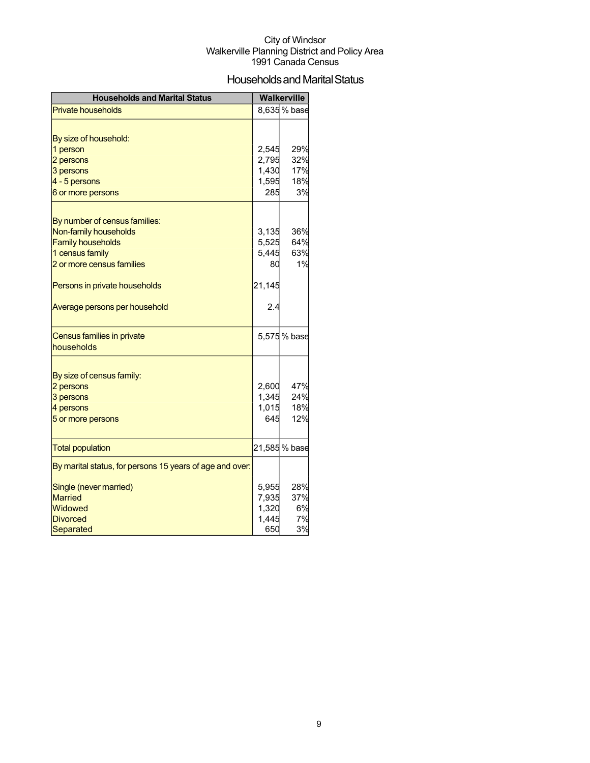City of Windsor
Walkerville Planning District and Policy Area
1991 Canada Census

# Households and Marital Status

| Households and Marital Status | Walkerville | |
|---|---|---|
| Private households | 8,635 | % base |
| | | |
| By size of household: | | |
| 1 person | 2,545 | 29% |
| 2 persons | 2,795 | 32% |
| 3 persons | 1,430 | 17% |
| 4 - 5 persons | 1,595 | 18% |
| 6 or more persons | 285 | 3% |
| | | |
| By number of census families: | | |
| Non-family households | 3,135 | 36% |
| Family households | 5,525 | 64% |
| 1 census family | 5,445 | 63% |
| 2 or more census families | 80 | 1% |
| | | |
| Persons in private households | 21,145 | |
| | | |
| Average persons per household | 2.4 | |
| | | |
| Census families in private households | 5,575 | % base |
| | | |
| By size of census family: | | |
| 2 persons | 2,600 | 47% |
| 3 persons | 1,345 | 24% |
| 4 persons | 1,015 | 18% |
| 5 or more persons | 645 | 12% |
| | | |
| Total population | 21,585 | % base |
| By marital status, for persons 15 years of age and over: | | |
| | | |
| Single (never married) | 5,955 | 28% |
| Married | 7,935 | 37% |
| Widowed | 1,320 | 6% |
| Divorced | 1,445 | 7% |
| Separated | 650 | 3% |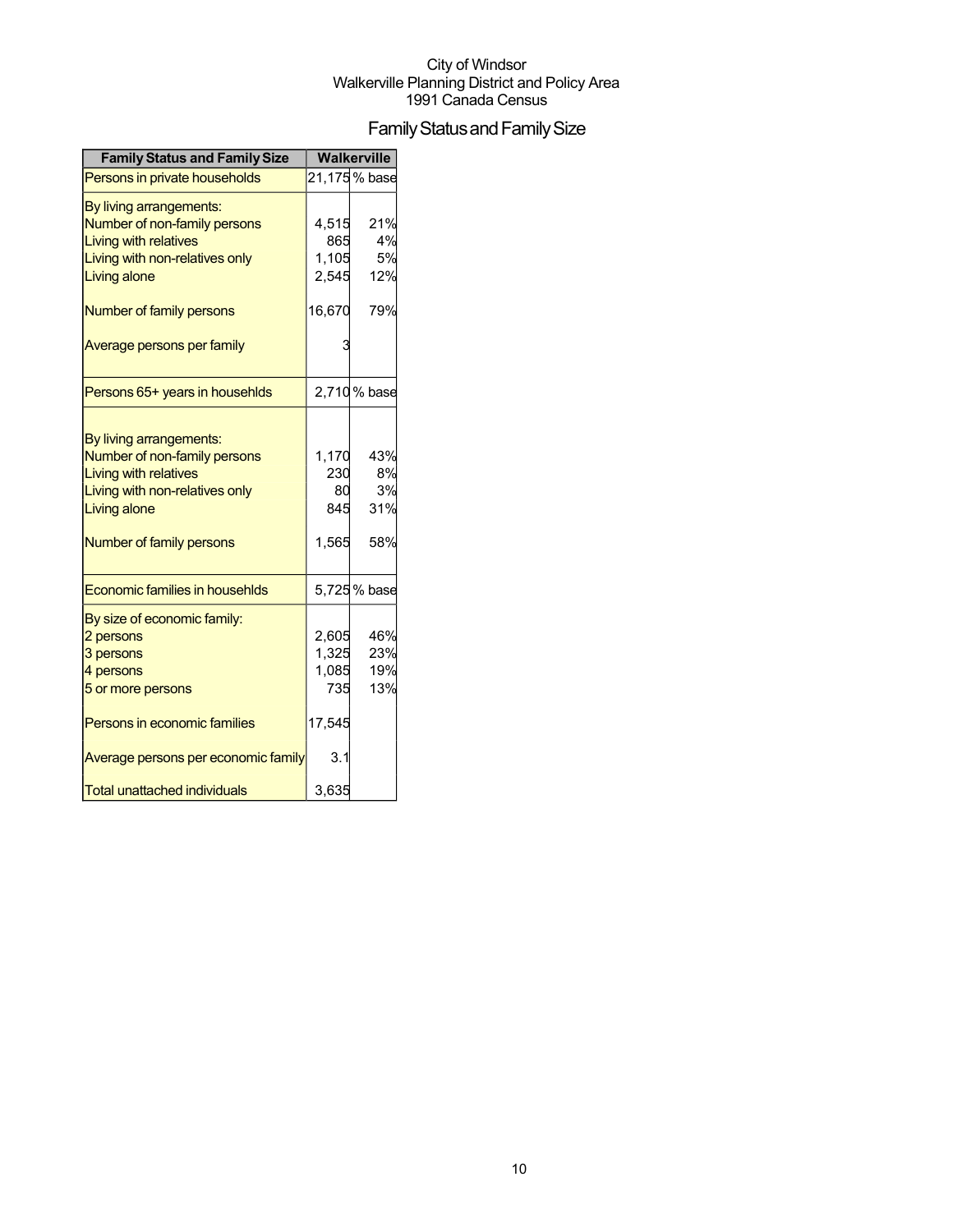City of Windsor
Walkerville Planning District and Policy Area
1991 Canada Census

# Family Status and Family Size

| Family Status and Family Size | Walkerville | |
|---|---|---|
| Persons in private households | 21,175 | % base |
| By living arrangements: | | |
| Number of non-family persons | 4,515 | 21% |
| Living with relatives | 865 | 4% |
| Living with non-relatives only | 1,105 | 5% |
| Living alone | 2,545 | 12% |
| Number of family persons | 16,670 | 79% |
| Average persons per family | 3 | |
| Persons 65+ years in househlds | 2,710 | % base |
| By living arrangements: | | |
| Number of non-family persons | 1,170 | 43% |
| Living with relatives | 230 | 8% |
| Living with non-relatives only | 80 | 3% |
| Living alone | 845 | 31% |
| Number of family persons | 1,565 | 58% |
| Economic families in househlds | 5,725 | % base |
| By size of economic family: | | |
| 2 persons | 2,605 | 46% |
| 3 persons | 1,325 | 23% |
| 4 persons | 1,085 | 19% |
| 5 or more persons | 735 | 13% |
| Persons in economic families | 17,545 | |
| Average persons per economic family | 3.1 | |
| Total unattached individuals | 3,635 | |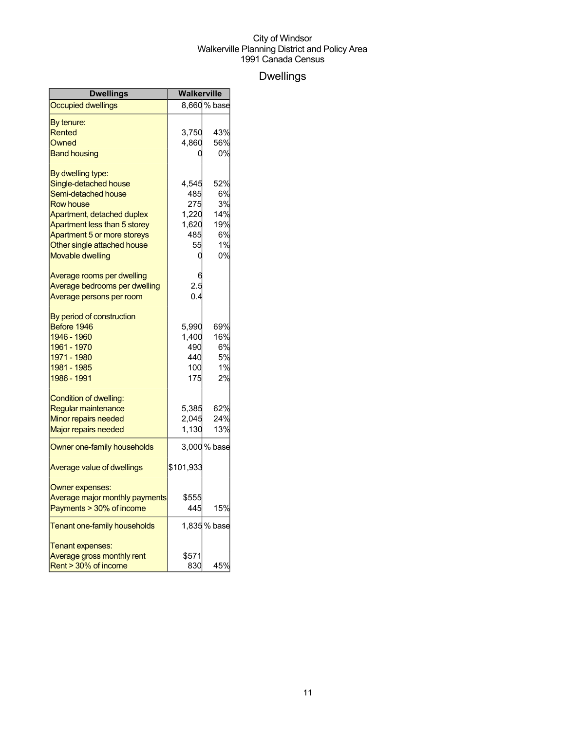City of Windsor
Walkerville Planning District and Policy Area
1991 Canada Census

# Dwellings

| Dwellings | Walkerville | |
|---|---|---|
| Occupied dwellings | 8,660 | % base |
| By tenure: | | |
| Rented | 3,750 | 43% |
| Owned | 4,860 | 56% |
| Band housing | 0 | 0% |
| By dwelling type: | | |
| Single-detached house | 4,545 | 52% |
| Semi-detached house | 485 | 6% |
| Row house | 275 | 3% |
| Apartment, detached duplex | 1,220 | 14% |
| Apartment less than 5 storey | 1,620 | 19% |
| Apartment 5 or more storeys | 485 | 6% |
| Other single attached house | 55 | 1% |
| Movable dwelling | 0 | 0% |
| Average rooms per dwelling | 6 | |
| Average bedrooms per dwelling | 2.5 | |
| Average persons per room | 0.4 | |
| By period of construction | | |
| Before 1946 | 5,990 | 69% |
| 1946 - 1960 | 1,400 | 16% |
| 1961 - 1970 | 490 | 6% |
| 1971 - 1980 | 440 | 5% |
| 1981 - 1985 | 100 | 1% |
| 1986 - 1991 | 175 | 2% |
| Condition of dwelling: | | |
| Regular maintenance | 5,385 | 62% |
| Minor repairs needed | 2,045 | 24% |
| Major repairs needed | 1,130 | 13% |
| Owner one-family households | 3,000 | % base |
| Average value of dwellings | $101,933 | |
| Owner expenses: | | |
| Average major monthly payments | $555 | |
| Payments > 30% of income | 445 | 15% |
| Tenant one-family households | 1,835 | % base |
| Tenant expenses: | | |
| Average gross monthly rent | $571 | |
| Rent > 30% of income | 830 | 45% |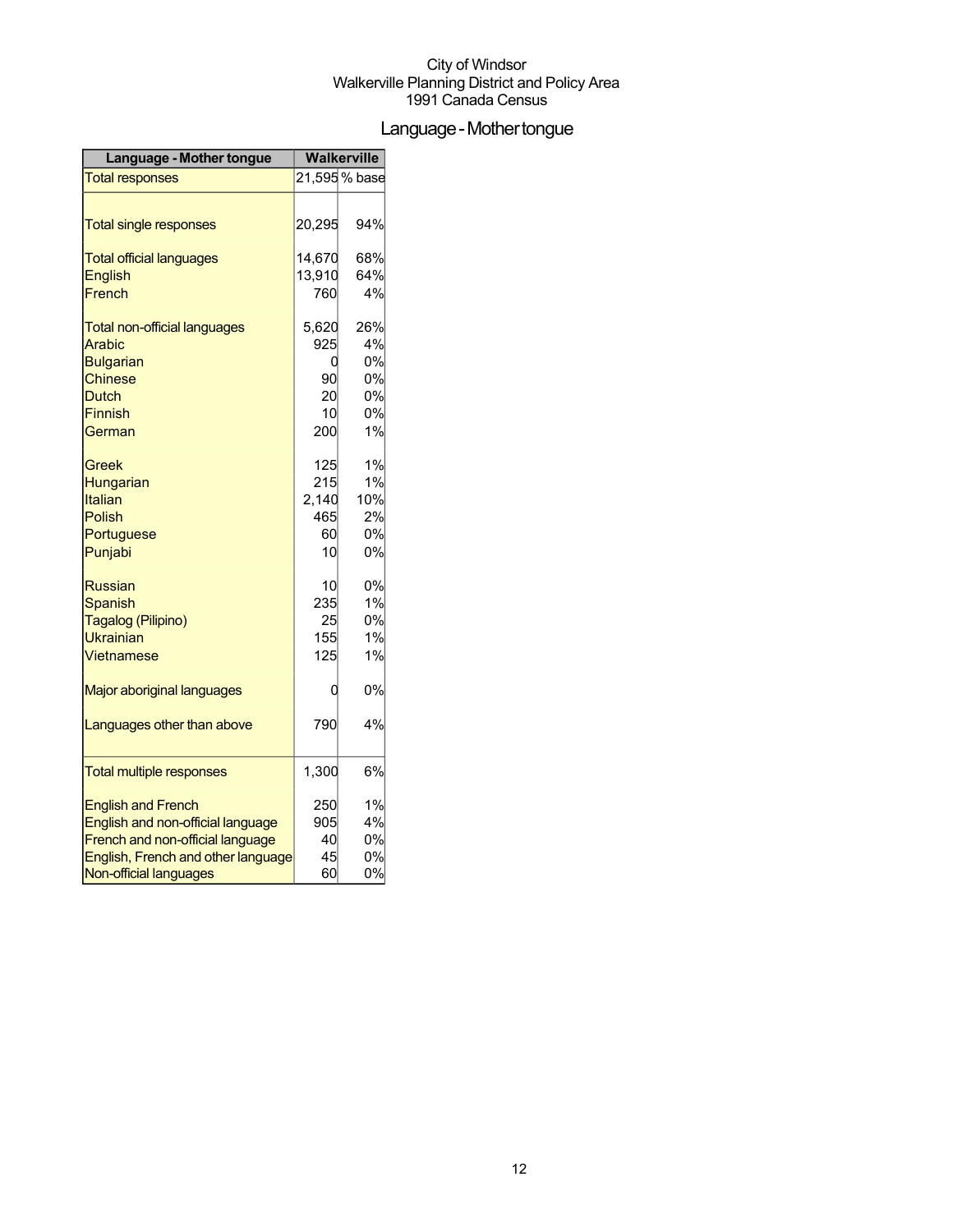City of Windsor
Walkerville Planning District and Policy Area
1991 Canada Census

# Language - Mother tongue

| Language - Mother tongue | Walkerville | |
|---|---|---|
| Total responses | 21,595 | % base |
| Total single responses | 20,295 | 94% |
| Total official languages | 14,670 | 68% |
| English | 13,910 | 64% |
| French | 760 | 4% |
| Total non-official languages | 5,620 | 26% |
| Arabic | 925 | 4% |
| Bulgarian | 0 | 0% |
| Chinese | 90 | 0% |
| Dutch | 20 | 0% |
| Finnish | 10 | 0% |
| German | 200 | 1% |
| Greek | 125 | 1% |
| Hungarian | 215 | 1% |
| Italian | 2,140 | 10% |
| Polish | 465 | 2% |
| Portuguese | 60 | 0% |
| Punjabi | 10 | 0% |
| Russian | 10 | 0% |
| Spanish | 235 | 1% |
| Tagalog (Pilipino) | 25 | 0% |
| Ukrainian | 155 | 1% |
| Vietnamese | 125 | 1% |
| Major aboriginal languages | 0 | 0% |
| Languages other than above | 790 | 4% |
| Total multiple responses | 1,300 | 6% |
| English and French | 250 | 1% |
| English and non-official language | 905 | 4% |
| French and non-official language | 40 | 0% |
| English, French and other language | 45 | 0% |
| Non-official languages | 60 | 0% |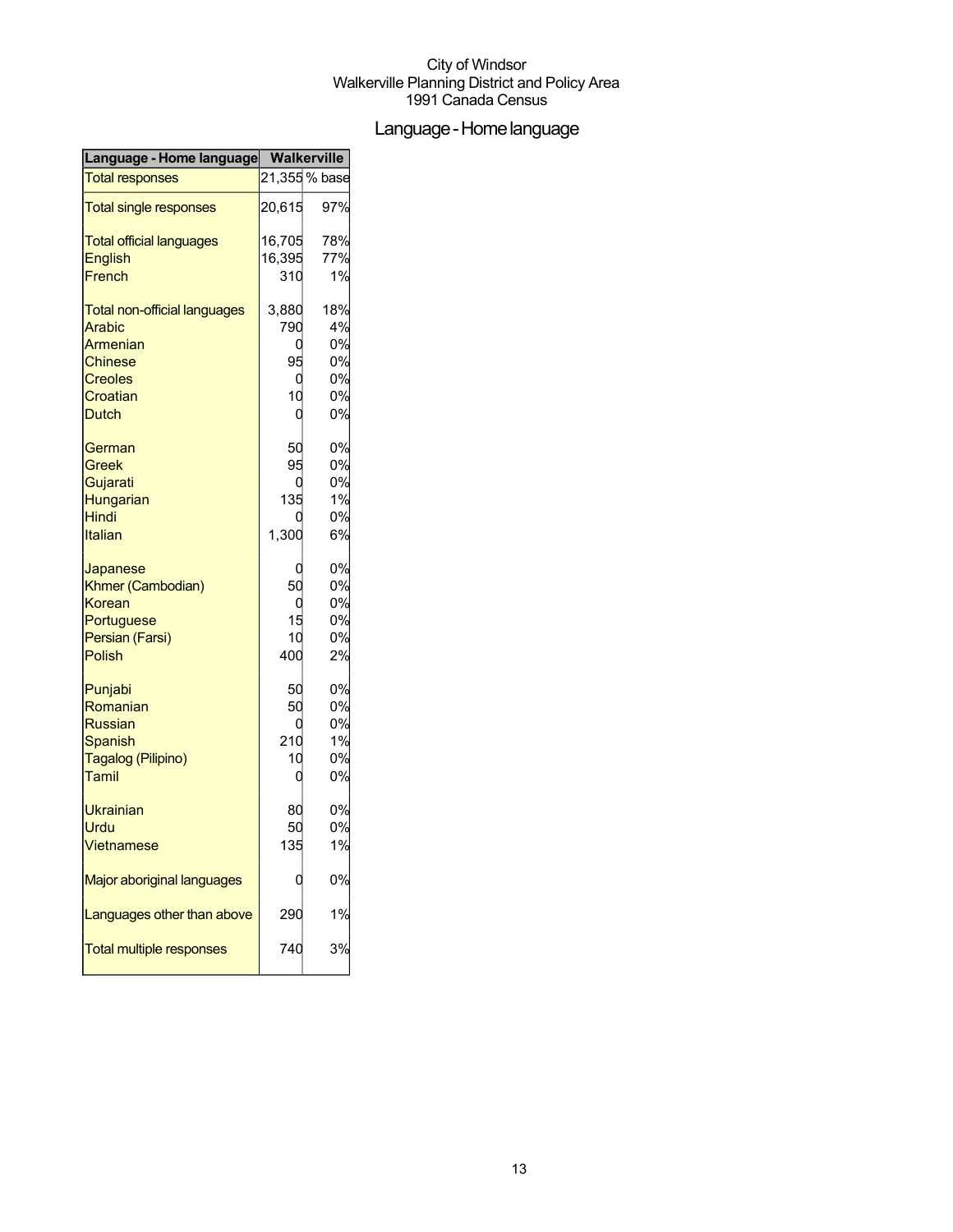City of Windsor
Walkerville Planning District and Policy Area
1991 Canada Census

# Language - Home language

| Language - Home language | Walkerville | |
|---|---|---|
| Total responses | 21,355 | % base |
| Total single responses | 20,615 | 97% |
| Total official languages | 16,705 | 78% |
| English | 16,395 | 77% |
| French | 310 | 1% |
| Total non-official languages | 3,880 | 18% |
| Arabic | 790 | 4% |
| Armenian | 0 | 0% |
| Chinese | 95 | 0% |
| Creoles | 0 | 0% |
| Croatian | 10 | 0% |
| Dutch | 0 | 0% |
| German | 50 | 0% |
| Greek | 95 | 0% |
| Gujarati | 0 | 0% |
| Hungarian | 135 | 1% |
| Hindi | 0 | 0% |
| Italian | 1,300 | 6% |
| Japanese | 0 | 0% |
| Khmer (Cambodian) | 50 | 0% |
| Korean | 0 | 0% |
| Portuguese | 15 | 0% |
| Persian (Farsi) | 10 | 0% |
| Polish | 400 | 2% |
| Punjabi | 50 | 0% |
| Romanian | 50 | 0% |
| Russian | 0 | 0% |
| Spanish | 210 | 1% |
| Tagalog (Pilipino) | 10 | 0% |
| Tamil | 0 | 0% |
| Ukrainian | 80 | 0% |
| Urdu | 50 | 0% |
| Vietnamese | 135 | 1% |
| Major aboriginal languages | 0 | 0% |
| Languages other than above | 290 | 1% |
| Total multiple responses | 740 | 3% |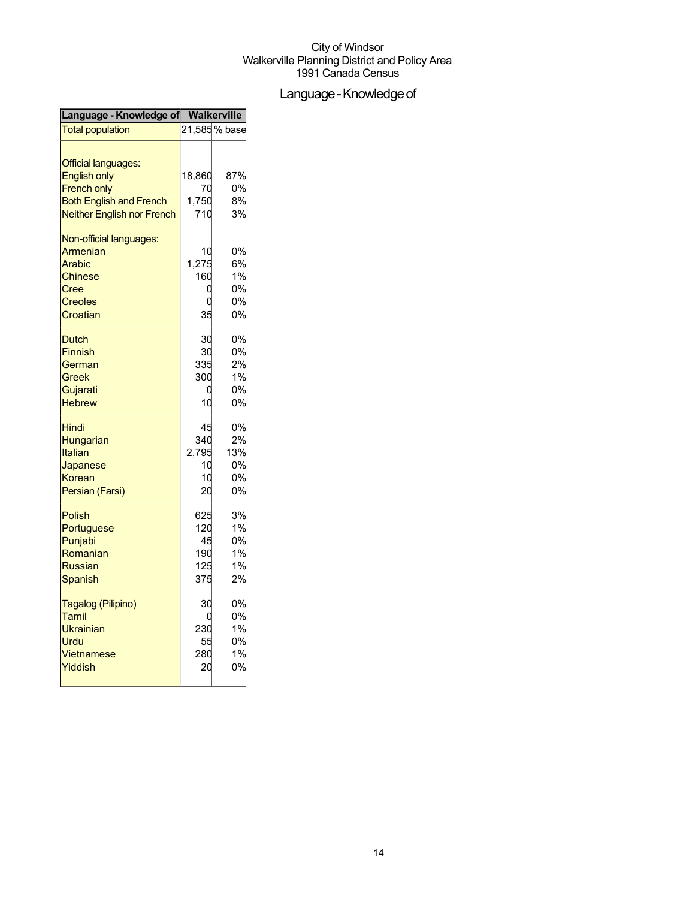City of Windsor
Walkerville Planning District and Policy Area
1991 Canada Census

# Language - Knowledge of

| Language - Knowledge of | Walkerville | |
|---|---|---|
| Total population | 21,585 | % base |
| | | |
| Official languages: | | |
| English only | 18,860 | 87% |
| French only | 70 | 0% |
| Both English and French | 1,750 | 8% |
| Neither English nor French | 710 | 3% |
| | | |
| Non-official languages: | | |
| Armenian | 10 | 0% |
| Arabic | 1,275 | 6% |
| Chinese | 160 | 1% |
| Cree | 0 | 0% |
| Creoles | 0 | 0% |
| Croatian | 35 | 0% |
| | | |
| Dutch | 30 | 0% |
| Finnish | 30 | 0% |
| German | 335 | 2% |
| Greek | 300 | 1% |
| Gujarati | 0 | 0% |
| Hebrew | 10 | 0% |
| | | |
| Hindi | 45 | 0% |
| Hungarian | 340 | 2% |
| Italian | 2,795 | 13% |
| Japanese | 10 | 0% |
| Korean | 10 | 0% |
| Persian (Farsi) | 20 | 0% |
| | | |
| Polish | 625 | 3% |
| Portuguese | 120 | 1% |
| Punjabi | 45 | 0% |
| Romanian | 190 | 1% |
| Russian | 125 | 1% |
| Spanish | 375 | 2% |
| | | |
| Tagalog (Pilipino) | 30 | 0% |
| Tamil | 0 | 0% |
| Ukrainian | 230 | 1% |
| Urdu | 55 | 0% |
| Vietnamese | 280 | 1% |
| Yiddish | 20 | 0% |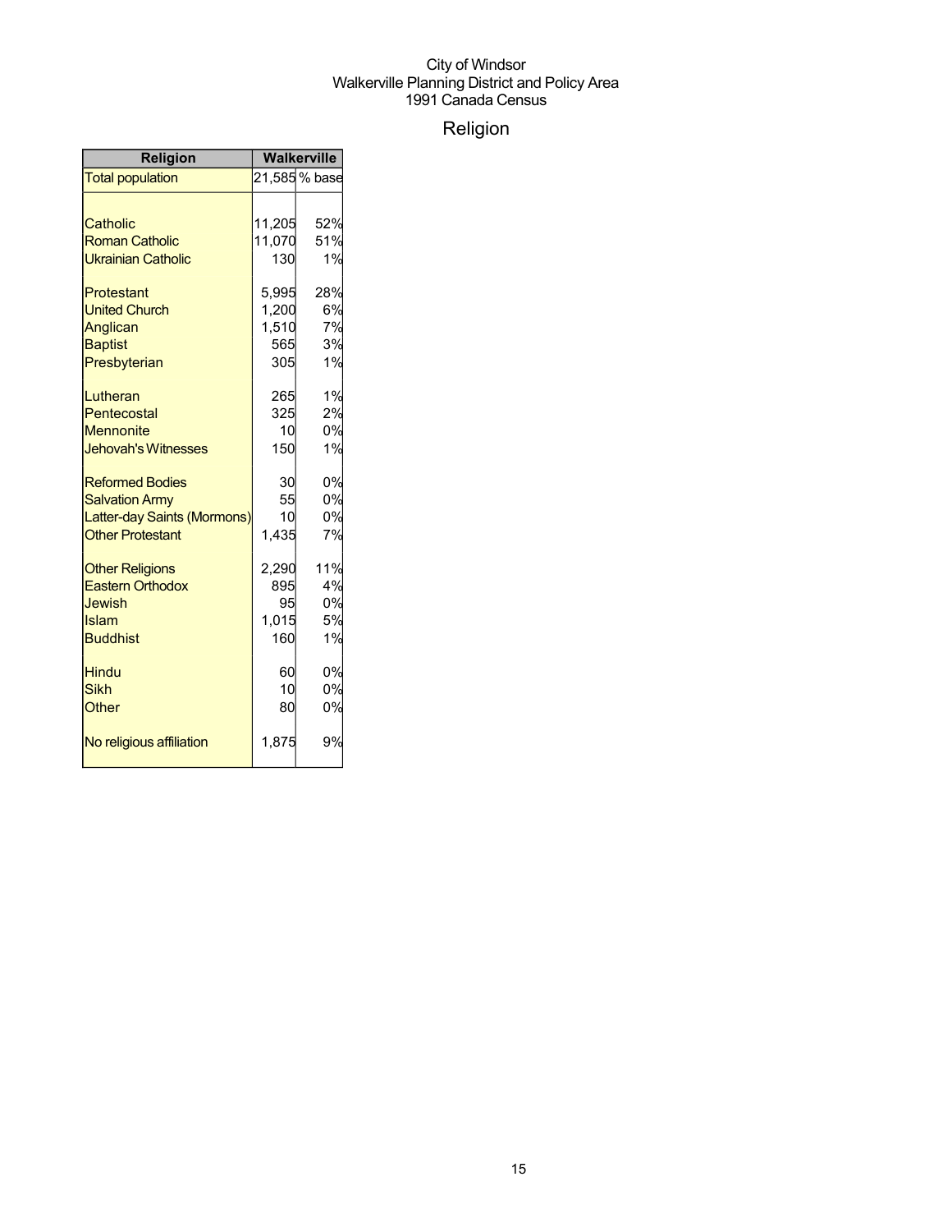City of Windsor
Walkerville Planning District and Policy Area
1991 Canada Census

# Religion

| Religion | Walkerville | |
|---|---|---|
| Total population | 21,585 | % base |
| | | |
| Catholic | 11,205 | 52% |
| Roman Catholic | 11,070 | 51% |
| Ukrainian Catholic | 130 | 1% |
| | | |
| Protestant | 5,995 | 28% |
| United Church | 1,200 | 6% |
| Anglican | 1,510 | 7% |
| Baptist | 565 | 3% |
| Presbyterian | 305 | 1% |
| | | |
| Lutheran | 265 | 1% |
| Pentecostal | 325 | 2% |
| Mennonite | 10 | 0% |
| Jehovah's Witnesses | 150 | 1% |
| | | |
| Reformed Bodies | 30 | 0% |
| Salvation Army | 55 | 0% |
| Latter-day Saints (Mormons) | 10 | 0% |
| Other Protestant | 1,435 | 7% |
| | | |
| Other Religions | 2,290 | 11% |
| Eastern Orthodox | 895 | 4% |
| Jewish | 95 | 0% |
| Islam | 1,015 | 5% |
| Buddhist | 160 | 1% |
| | | |
| Hindu | 60 | 0% |
| Sikh | 10 | 0% |
| Other | 80 | 0% |
| | | |
| No religious affiliation | 1,875 | 9% |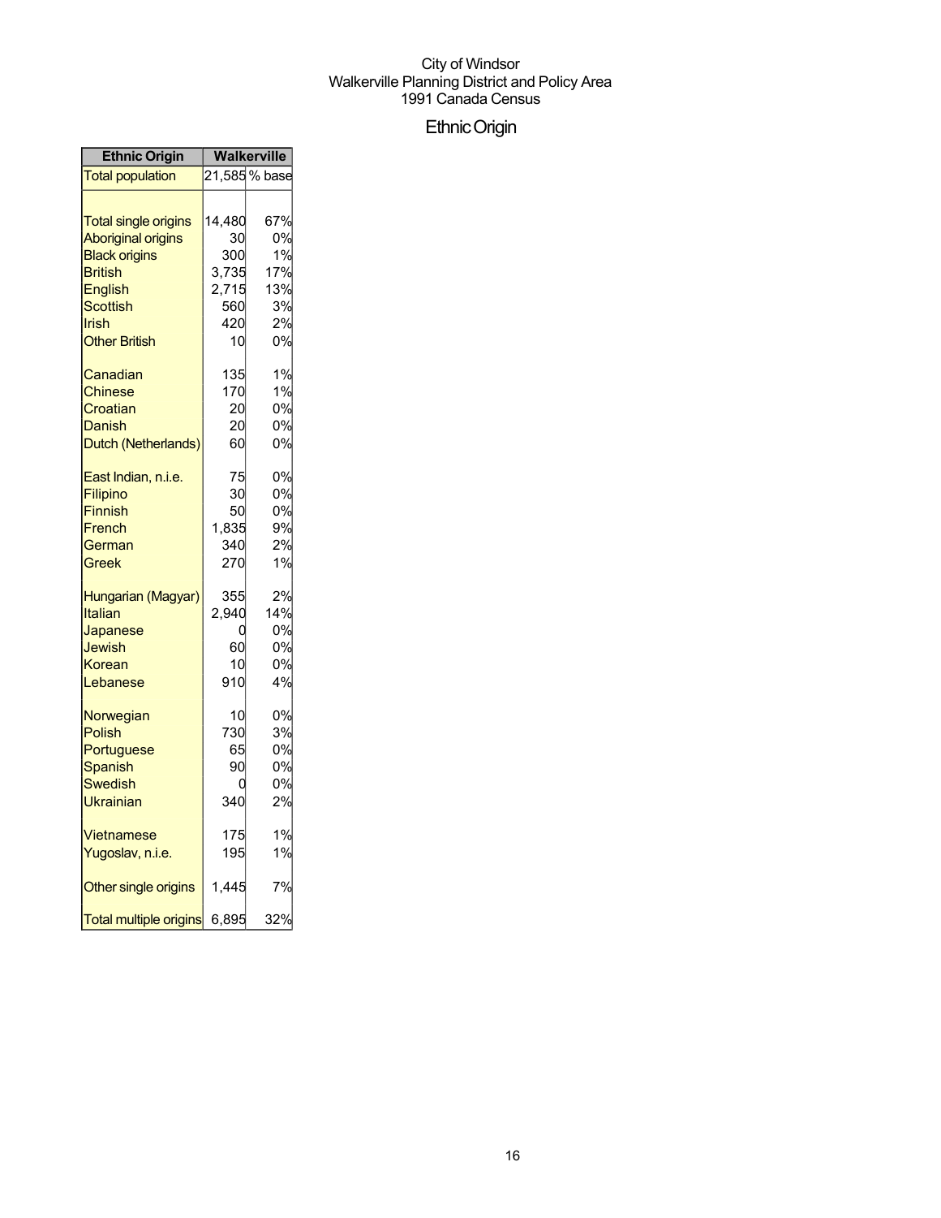City of Windsor
Walkerville Planning District and Policy Area
1991 Canada Census

# Ethnic Origin

| Ethnic Origin | Walkerville | |
|---|---|---|
| Total population | 21,585 | % base |
| | | |
| Total single origins | 14,480 | 67% |
| Aboriginal origins | 30 | 0% |
| Black origins | 300 | 1% |
| British | 3,735 | 17% |
| English | 2,715 | 13% |
| Scottish | 560 | 3% |
| Irish | 420 | 2% |
| Other British | 10 | 0% |
| | | |
| Canadian | 135 | 1% |
| Chinese | 170 | 1% |
| Croatian | 20 | 0% |
| Danish | 20 | 0% |
| Dutch (Netherlands) | 60 | 0% |
| | | |
| East Indian, n.i.e. | 75 | 0% |
| Filipino | 30 | 0% |
| Finnish | 50 | 0% |
| French | 1,835 | 9% |
| German | 340 | 2% |
| Greek | 270 | 1% |
| | | |
| Hungarian (Magyar) | 355 | 2% |
| Italian | 2,940 | 14% |
| Japanese | 0 | 0% |
| Jewish | 60 | 0% |
| Korean | 10 | 0% |
| Lebanese | 910 | 4% |
| | | |
| Norwegian | 10 | 0% |
| Polish | 730 | 3% |
| Portuguese | 65 | 0% |
| Spanish | 90 | 0% |
| Swedish | 0 | 0% |
| Ukrainian | 340 | 2% |
| | | |
| Vietnamese | 175 | 1% |
| Yugoslav, n.i.e. | 195 | 1% |
| | | |
| Other single origins | 1,445 | 7% |
| | | |
| Total multiple origins | 6,895 | 32% |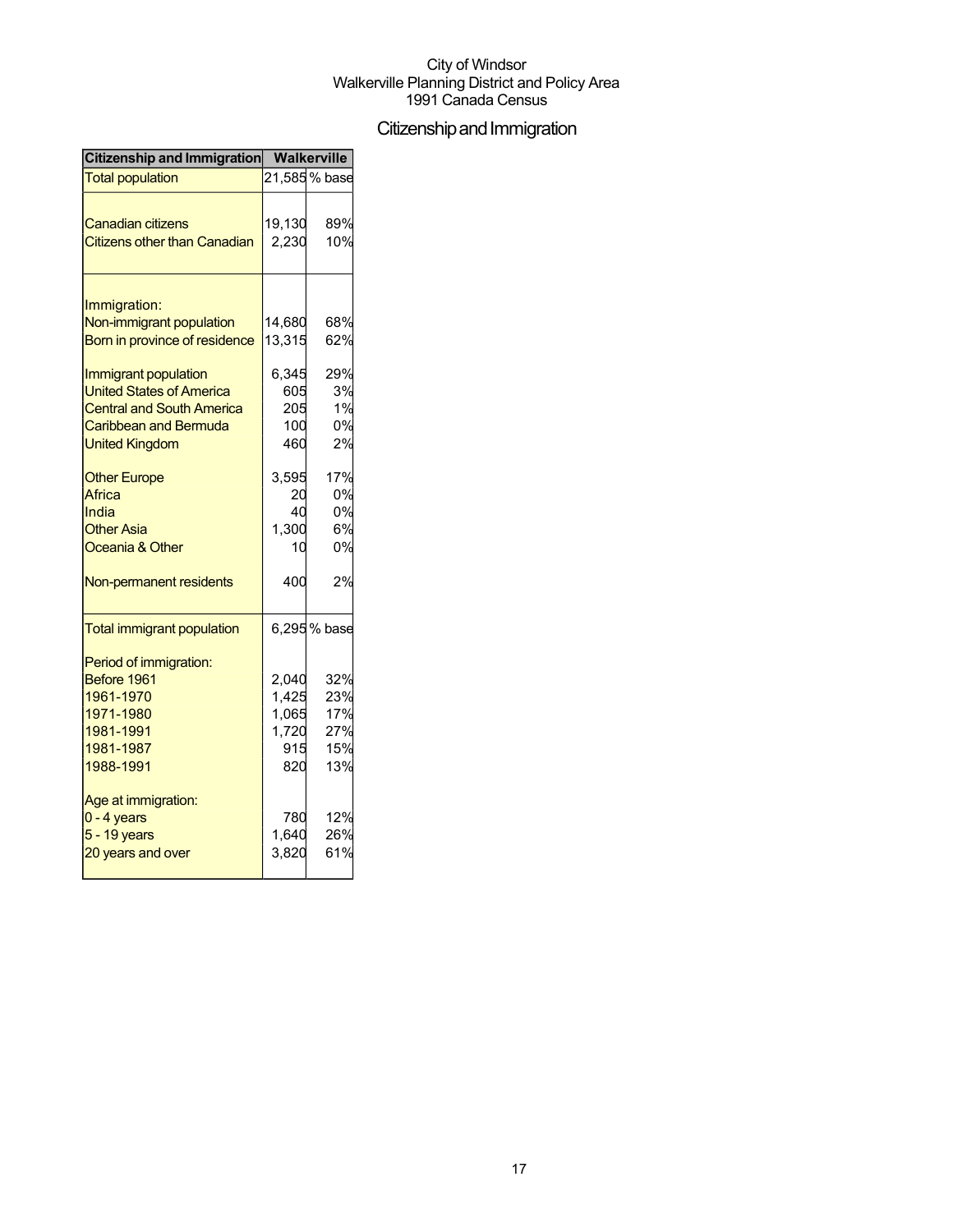City of Windsor
Walkerville Planning District and Policy Area
1991 Canada Census

# Citizenship and Immigration

| Citizenship and Immigration | Walkerville | |
|---|---|---|
| Total population | 21,585 | % base |
| | | |
| Canadian citizens | 19,130 | 89% |
| Citizens other than Canadian | 2,230 | 10% |
| | | |
| Immigration: | | |
| Non-immigrant population | 14,680 | 68% |
| Born in province of residence | 13,315 | 62% |
| | | |
| Immigrant population | 6,345 | 29% |
| United States of America | 605 | 3% |
| Central and South America | 205 | 1% |
| Caribbean and Bermuda | 100 | 0% |
| United Kingdom | 460 | 2% |
| | | |
| Other Europe | 3,595 | 17% |
| Africa | 20 | 0% |
| India | 40 | 0% |
| Other Asia | 1,300 | 6% |
| Oceania & Other | 10 | 0% |
| | | |
| Non-permanent residents | 400 | 2% |
| | | |
| Total immigrant population | 6,295 | % base |
| | | |
| Period of immigration: | | |
| Before 1961 | 2,040 | 32% |
| 1961-1970 | 1,425 | 23% |
| 1971-1980 | 1,065 | 17% |
| 1981-1991 | 1,720 | 27% |
| 1981-1987 | 915 | 15% |
| 1988-1991 | 820 | 13% |
| | | |
| Age at immigration: | | |
| 0 - 4 years | 780 | 12% |
| 5 - 19 years | 1,640 | 26% |
| 20 years and over | 3,820 | 61% |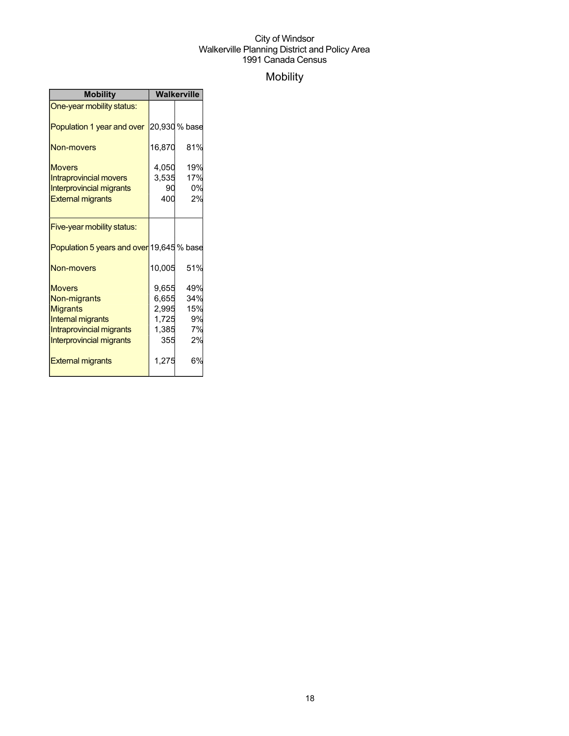City of Windsor
Walkerville Planning District and Policy Area
1991 Canada Census

# Mobility

| Mobility | Walkerville | |
| --- | --- | --- |
| One-year mobility status: | | |
| Population 1 year and over | 20,930 | % base |
| Non-movers | 16,870 | 81% |
| Movers | 4,050 | 19% |
| Intraprovincial movers | 3,535 | 17% |
| Interprovincial migrants | 90 | 0% |
| External migrants | 400 | 2% |
| Five-year mobility status: | | |
| Population 5 years and over | 19,645 | % base |
| Non-movers | 10,005 | 51% |
| Movers | 9,655 | 49% |
| Non-migrants | 6,655 | 34% |
| Migrants | 2,995 | 15% |
| Internal migrants | 1,725 | 9% |
| Intraprovincial migrants | 1,385 | 7% |
| Interprovincial migrants | 355 | 2% |
| External migrants | 1,275 | 6% |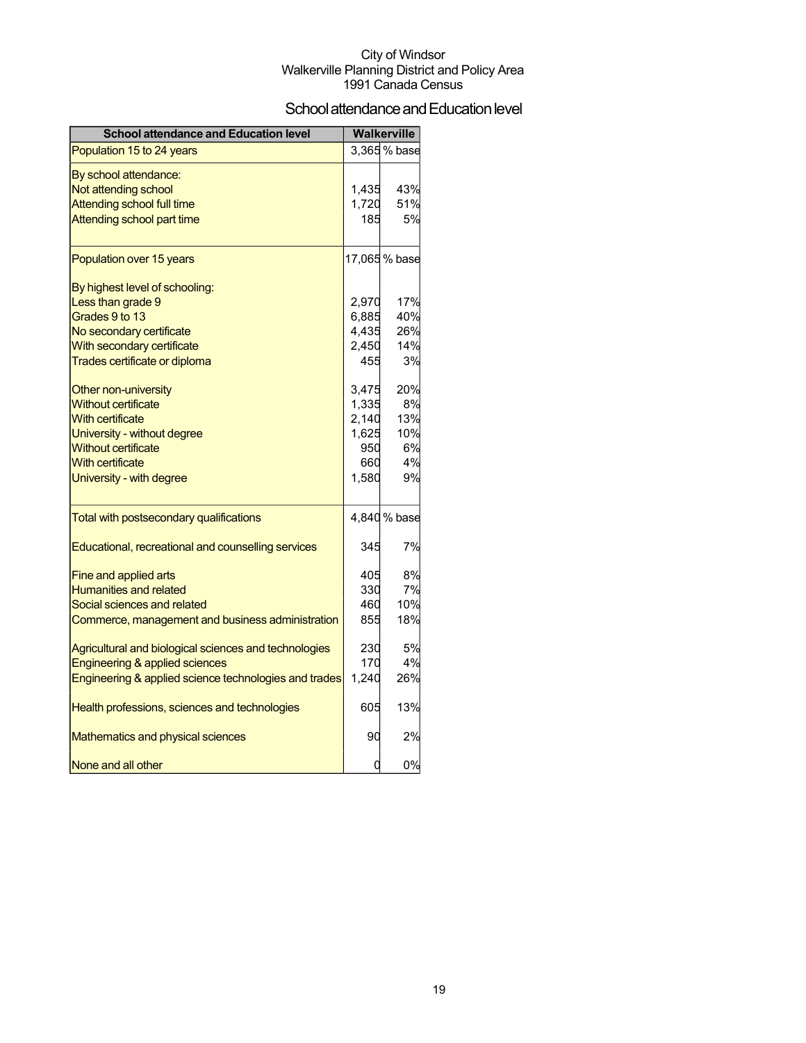City of Windsor
Walkerville Planning District and Policy Area
1991 Canada Census

# School attendance and Education level

| School attendance and Education level | Walkerville | |
|---|---|---|
| Population 15 to 24 years | 3,365 | % base |
| By school attendance: | | |
| Not attending school | 1,435 | 43% |
| Attending school full time | 1,720 | 51% |
| Attending school part time | 185 | 5% |
| Population over 15 years | 17,065 | % base |
| By highest level of schooling: | | |
| Less than grade 9 | 2,970 | 17% |
| Grades 9 to 13 | 6,885 | 40% |
| No secondary certificate | 4,435 | 26% |
| With secondary certificate | 2,450 | 14% |
| Trades certificate or diploma | 455 | 3% |
| Other non-university | 3,475 | 20% |
| Without certificate | 1,335 | 8% |
| With certificate | 2,140 | 13% |
| University - without degree | 1,625 | 10% |
| Without certificate | 950 | 6% |
| With certificate | 660 | 4% |
| University - with degree | 1,580 | 9% |
| Total with postsecondary qualifications | 4,840 | % base |
| Educational, recreational and counselling services | 345 | 7% |
| Fine and applied arts | 405 | 8% |
| Humanities and related | 330 | 7% |
| Social sciences and related | 460 | 10% |
| Commerce, management and business administration | 855 | 18% |
| Agricultural and biological sciences and technologies | 230 | 5% |
| Engineering & applied sciences | 170 | 4% |
| Engineering & applied science technologies and trades | 1,240 | 26% |
| Health professions, sciences and technologies | 605 | 13% |
| Mathematics and physical sciences | 90 | 2% |
| None and all other | 0 | 0% |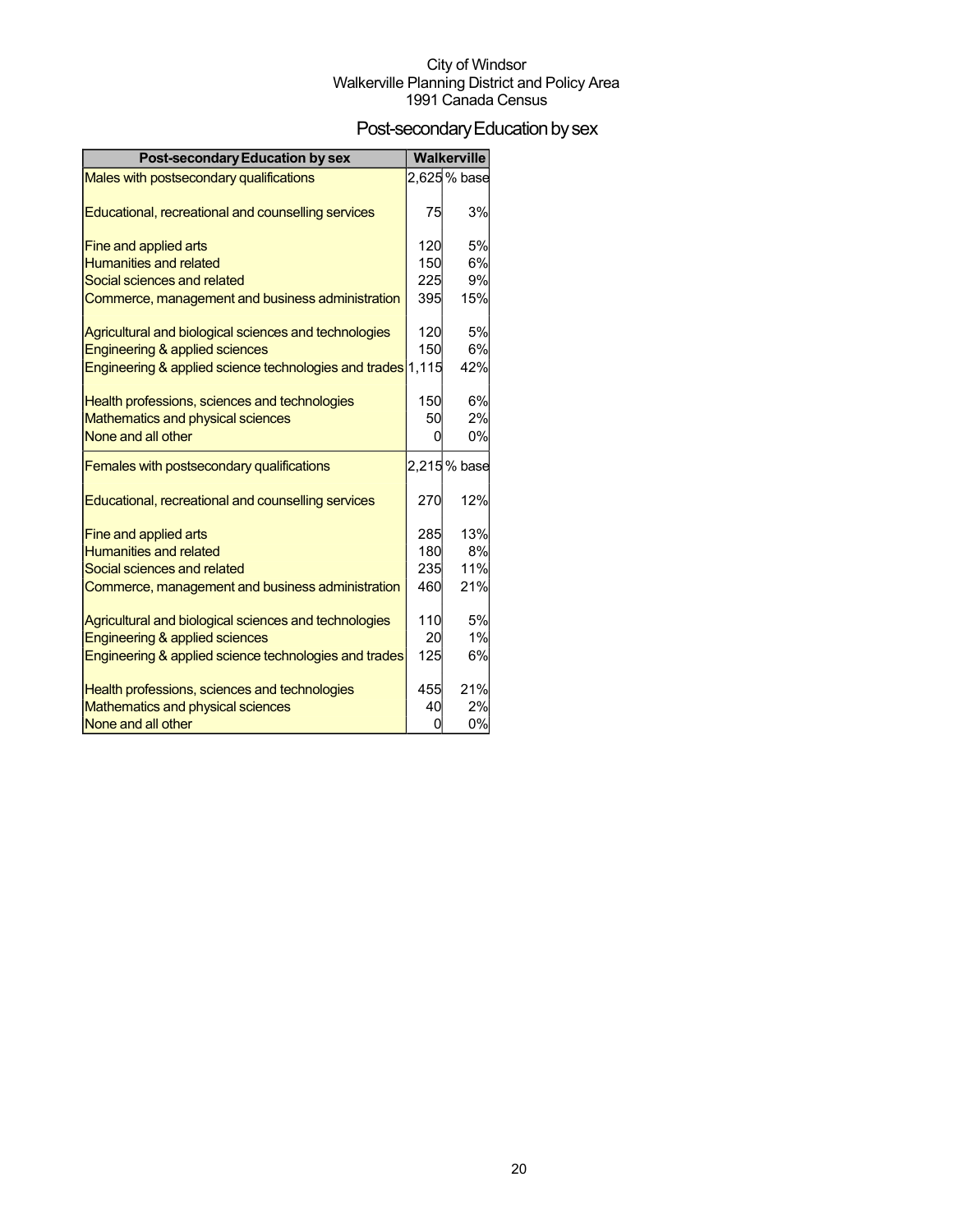City of Windsor
Walkerville Planning District and Policy Area
1991 Canada Census

# Post-secondary Education by sex

| Post-secondary Education by sex | Walkerville | |
|---|---|---|
| Males with postsecondary qualifications | 2,625 | % base |
| Educational, recreational and counselling services | 75 | 3% |
| Fine and applied arts | 120 | 5% |
| Humanities and related | 150 | 6% |
| Social sciences and related | 225 | 9% |
| Commerce, management and business administration | 395 | 15% |
| Agricultural and biological sciences and technologies | 120 | 5% |
| Engineering & applied sciences | 150 | 6% |
| Engineering & applied science technologies and trades | 1,115 | 42% |
| Health professions, sciences and technologies | 150 | 6% |
| Mathematics and physical sciences | 50 | 2% |
| None and all other | 0 | 0% |
| Females with postsecondary qualifications | 2,215 | % base |
| Educational, recreational and counselling services | 270 | 12% |
| Fine and applied arts | 285 | 13% |
| Humanities and related | 180 | 8% |
| Social sciences and related | 235 | 11% |
| Commerce, management and business administration | 460 | 21% |
| Agricultural and biological sciences and technologies | 110 | 5% |
| Engineering & applied sciences | 20 | 1% |
| Engineering & applied science technologies and trades | 125 | 6% |
| Health professions, sciences and technologies | 455 | 21% |
| Mathematics and physical sciences | 40 | 2% |
| None and all other | 0 | 0% |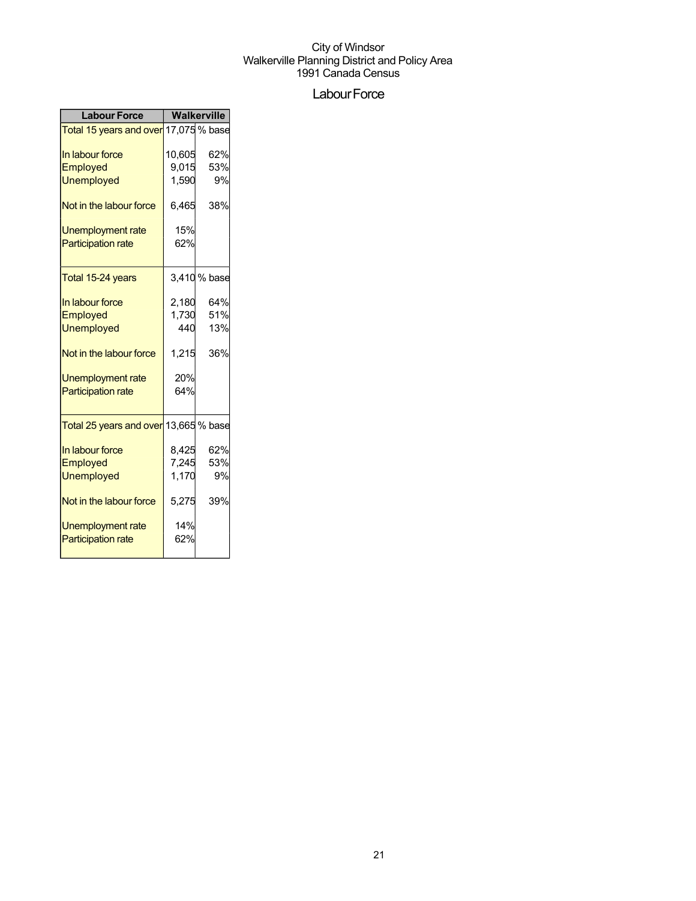City of Windsor
Walkerville Planning District and Policy Area
1991 Canada Census

# Labour Force

| Labour Force | Walkerville | |
|---|---|---|
| Total 15 years and over | 17,075 | % base |
| In labour force | 10,605 | 62% |
| Employed | 9,015 | 53% |
| Unemployed | 1,590 | 9% |
| Not in the labour force | 6,465 | 38% |
| Unemployment rate | 15% | |
| Participation rate | 62% | |
| Total 15-24 years | 3,410 | % base |
| In labour force | 2,180 | 64% |
| Employed | 1,730 | 51% |
| Unemployed | 440 | 13% |
| Not in the labour force | 1,215 | 36% |
| Unemployment rate | 20% | |
| Participation rate | 64% | |
| Total 25 years and over | 13,665 | % base |
| In labour force | 8,425 | 62% |
| Employed | 7,245 | 53% |
| Unemployed | 1,170 | 9% |
| Not in the labour force | 5,275 | 39% |
| Unemployment rate | 14% | |
| Participation rate | 62% | |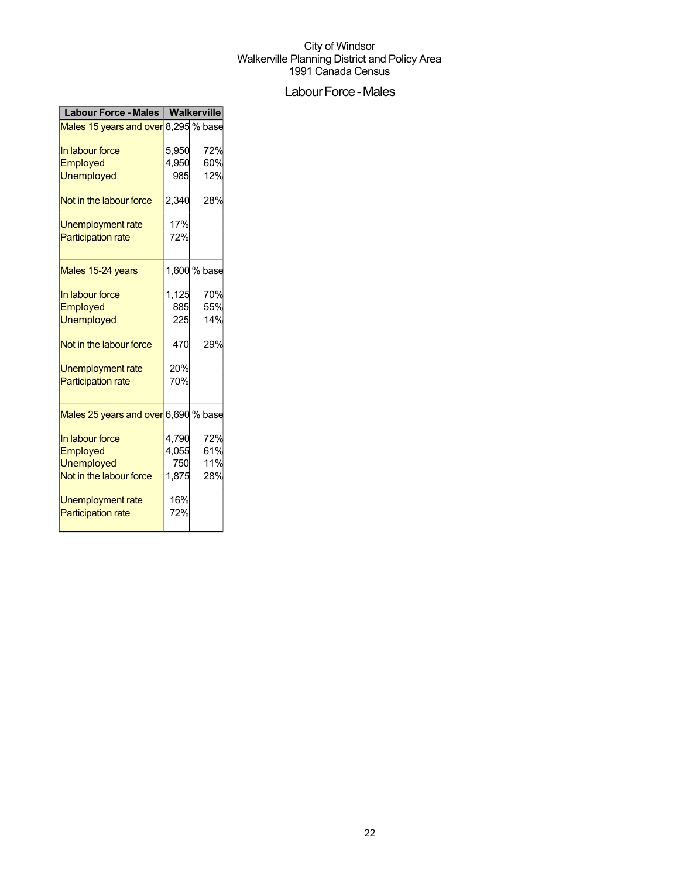City of Windsor
Walkerville Planning District and Policy Area
1991 Canada Census

# Labour Force - Males

| Labour Force - Males | Walkerville | |
|---|---|---|
| Males 15 years and over | 8,295 | % base |
| In labour force | 5,950 | 72% |
| Employed | 4,950 | 60% |
| Unemployed | 985 | 12% |
| Not in the labour force | 2,340 | 28% |
| Unemployment rate | 17% | |
| Participation rate | 72% | |
| Males 15-24 years | 1,600 | % base |
| In labour force | 1,125 | 70% |
| Employed | 885 | 55% |
| Unemployed | 225 | 14% |
| Not in the labour force | 470 | 29% |
| Unemployment rate | 20% | |
| Participation rate | 70% | |
| Males 25 years and over | 6,690 | % base |
| In labour force | 4,790 | 72% |
| Employed | 4,055 | 61% |
| Unemployed | 750 | 11% |
| Not in the labour force | 1,875 | 28% |
| Unemployment rate | 16% | |
| Participation rate | 72% | |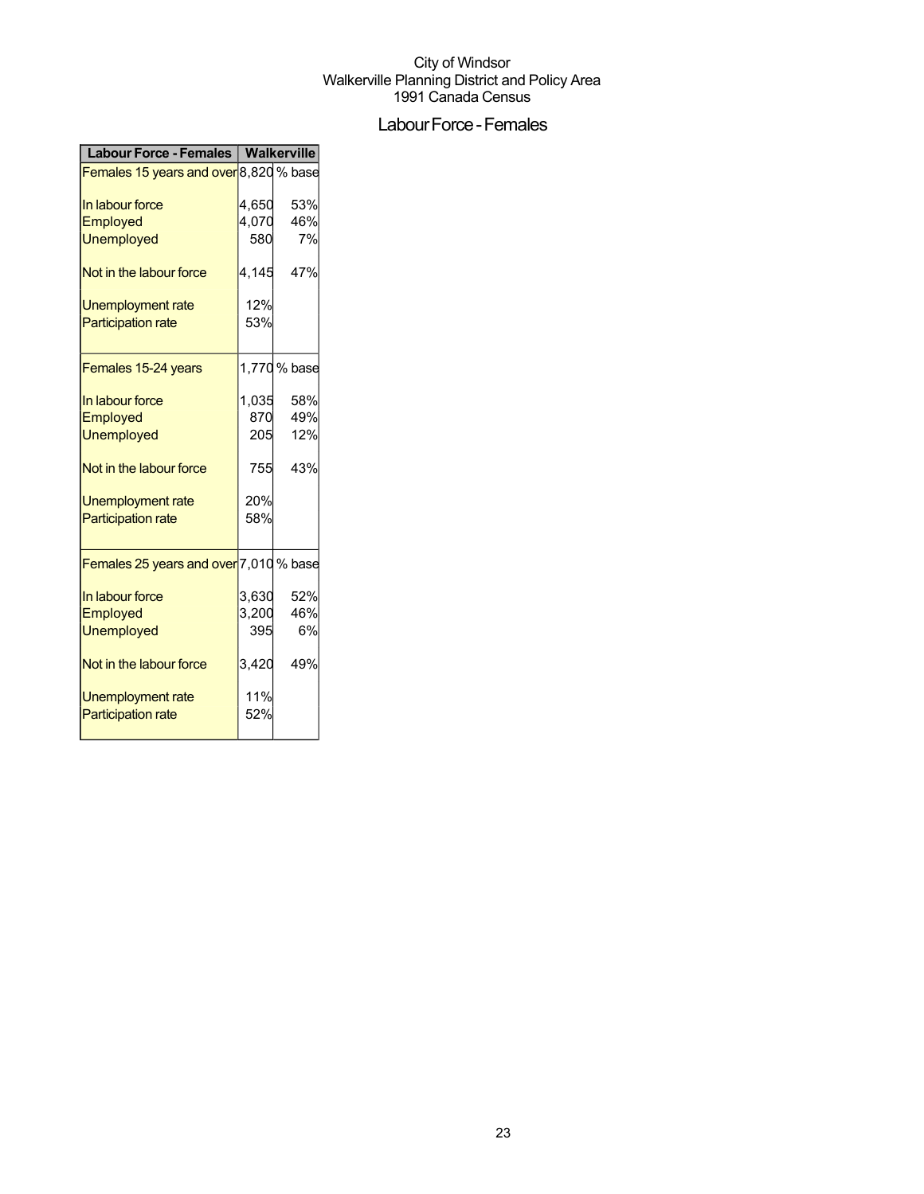City of Windsor
Walkerville Planning District and Policy Area
1991 Canada Census

# Labour Force - Females

| Labour Force - Females | Walkerville | |
|---|---|---|
| Females 15 years and over | 8,820 | % base |
| In labour force | 4,650 | 53% |
| Employed | 4,070 | 46% |
| Unemployed | 580 | 7% |
| Not in the labour force | 4,145 | 47% |
| Unemployment rate | 12% | |
| Participation rate | 53% | |
| Females 15-24 years | 1,770 | % base |
| In labour force | 1,035 | 58% |
| Employed | 870 | 49% |
| Unemployed | 205 | 12% |
| Not in the labour force | 755 | 43% |
| Unemployment rate | 20% | |
| Participation rate | 58% | |
| Females 25 years and over | 7,010 | % base |
| In labour force | 3,630 | 52% |
| Employed | 3,200 | 46% |
| Unemployed | 395 | 6% |
| Not in the labour force | 3,420 | 49% |
| Unemployment rate | 11% | |
| Participation rate | 52% | |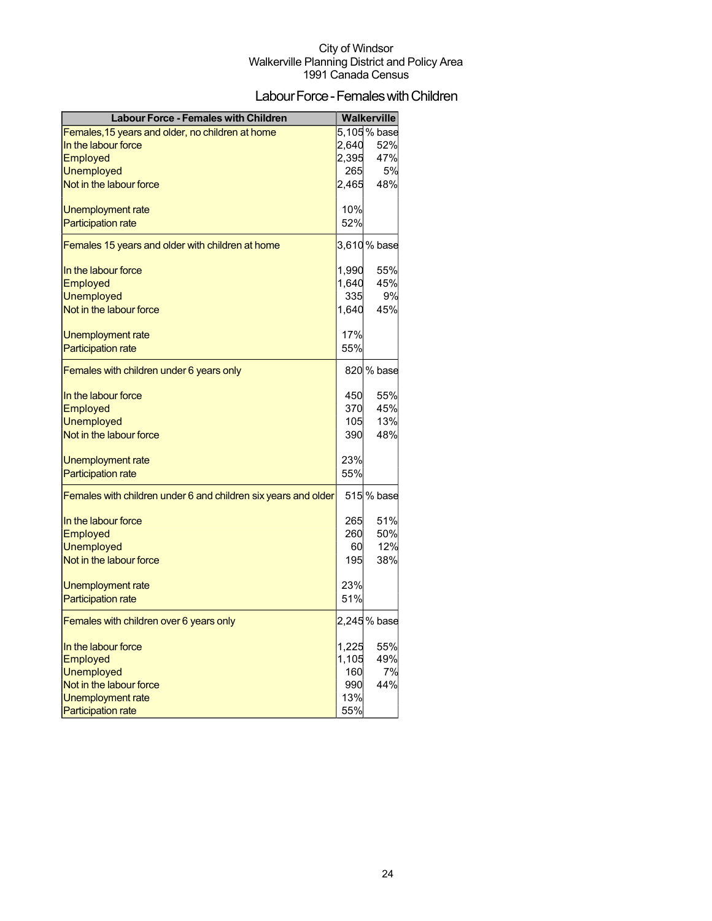City of Windsor
Walkerville Planning District and Policy Area
1991 Canada Census

# Labour Force - Females with Children

| Labour Force - Females with Children | Walkerville | |
|---|---|---|
| Females,15 years and older, no children at home | 5,105 | % base |
| In the labour force | 2,640 | 52% |
| Employed | 2,395 | 47% |
| Unemployed | 265 | 5% |
| Not in the labour force | 2,465 | 48% |
| Unemployment rate | 10% | |
| Participation rate | 52% | |
| Females 15 years and older with children at home | 3,610 | % base |
| In the labour force | 1,990 | 55% |
| Employed | 1,640 | 45% |
| Unemployed | 335 | 9% |
| Not in the labour force | 1,640 | 45% |
| Unemployment rate | 17% | |
| Participation rate | 55% | |
| Females with children under 6 years only | 820 | % base |
| In the labour force | 450 | 55% |
| Employed | 370 | 45% |
| Unemployed | 105 | 13% |
| Not in the labour force | 390 | 48% |
| Unemployment rate | 23% | |
| Participation rate | 55% | |
| Females with children under 6 and children six years and older | 515 | % base |
| In the labour force | 265 | 51% |
| Employed | 260 | 50% |
| Unemployed | 60 | 12% |
| Not in the labour force | 195 | 38% |
| Unemployment rate | 23% | |
| Participation rate | 51% | |
| Females with children over 6 years only | 2,245 | % base |
| In the labour force | 1,225 | 55% |
| Employed | 1,105 | 49% |
| Unemployed | 160 | 7% |
| Not in the labour force | 990 | 44% |
| Unemployment rate | 13% | |
| Participation rate | 55% | |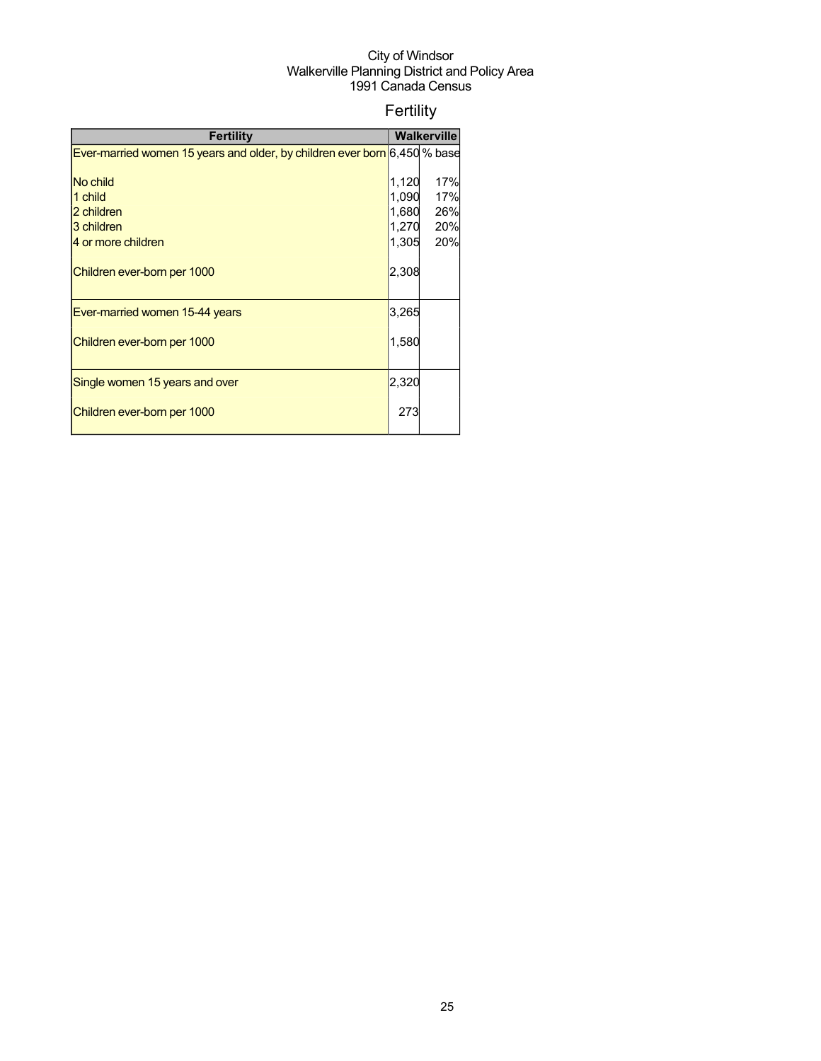City of Windsor
Walkerville Planning District and Policy Area
1991 Canada Census

# Fertility

| Fertility | Walkerville | |
|---|---|---|
| Ever-married women 15 years and older, by children ever born | 6,450 | % base |
| No child | 1,120 | 17% |
| 1 child | 1,090 | 17% |
| 2 children | 1,680 | 26% |
| 3 children | 1,270 | 20% |
| 4 or more children | 1,305 | 20% |
| Children ever-born per 1000 | 2,308 | |
| Ever-married women 15-44 years | 3,265 | |
| Children ever-born per 1000 | 1,580 | |
| Single women 15 years and over | 2,320 | |
| Children ever-born per 1000 | 273 | |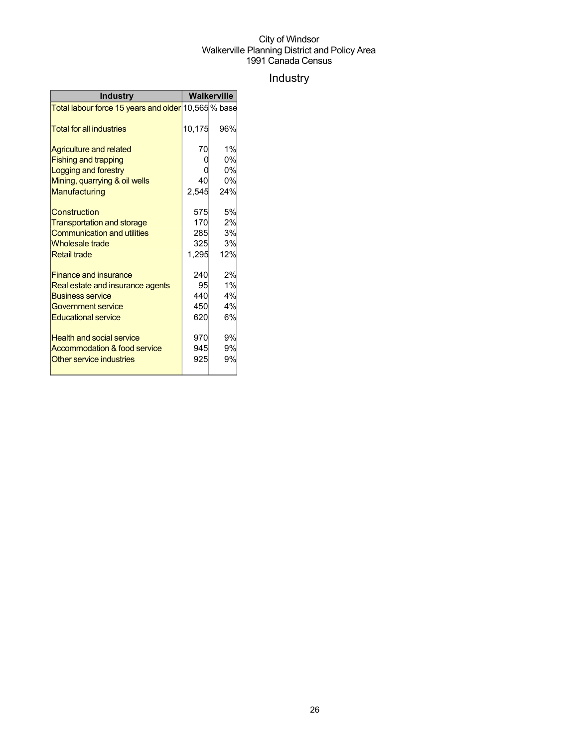City of Windsor
Walkerville Planning District and Policy Area
1991 Canada Census

# Industry

| Industry | Walkerville | |
|---|---|---|
| Total labour force 15 years and older | 10,565 | % base |
| Total for all industries | 10,175 | 96% |
| Agriculture and related | 70 | 1% |
| Fishing and trapping | 0 | 0% |
| Logging and forestry | 0 | 0% |
| Mining, quarrying & oil wells | 40 | 0% |
| Manufacturing | 2,545 | 24% |
| Construction | 575 | 5% |
| Transportation and storage | 170 | 2% |
| Communication and utilities | 285 | 3% |
| Wholesale trade | 325 | 3% |
| Retail trade | 1,295 | 12% |
| Finance and insurance | 240 | 2% |
| Real estate and insurance agents | 95 | 1% |
| Business service | 440 | 4% |
| Government service | 450 | 4% |
| Educational service | 620 | 6% |
| Health and social service | 970 | 9% |
| Accommodation & food service | 945 | 9% |
| Other service industries | 925 | 9% |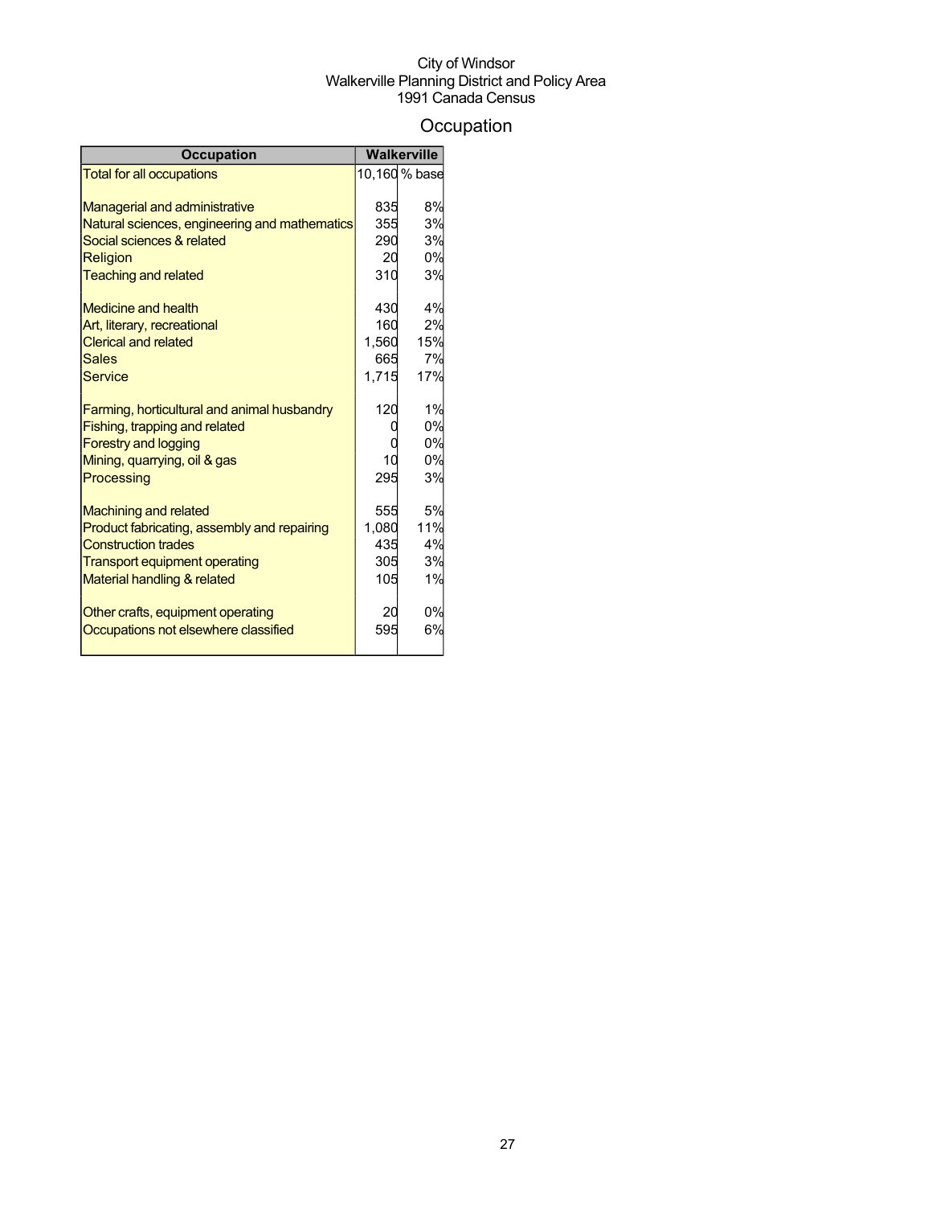City of Windsor
Walkerville Planning District and Policy Area
1991 Canada Census

# Occupation

| Occupation | Walkerville | |
|---|---|---|
| Total for all occupations | 10,160 | % base |
| | | |
| Managerial and administrative | 835 | 8% |
| Natural sciences, engineering and mathematics | 355 | 3% |
| Social sciences & related | 290 | 3% |
| Religion | 20 | 0% |
| Teaching and related | 310 | 3% |
| | | |
| Medicine and health | 430 | 4% |
| Art, literary, recreational | 160 | 2% |
| Clerical and related | 1,560 | 15% |
| Sales | 665 | 7% |
| Service | 1,715 | 17% |
| | | |
| Farming, horticultural and animal husbandry | 120 | 1% |
| Fishing, trapping and related | 0 | 0% |
| Forestry and logging | 0 | 0% |
| Mining, quarrying, oil & gas | 10 | 0% |
| Processing | 295 | 3% |
| | | |
| Machining and related | 555 | 5% |
| Product fabricating, assembly and repairing | 1,080 | 11% |
| Construction trades | 435 | 4% |
| Transport equipment operating | 305 | 3% |
| Material handling & related | 105 | 1% |
| | | |
| Other crafts, equipment operating | 20 | 0% |
| Occupations not elsewhere classified | 595 | 6% |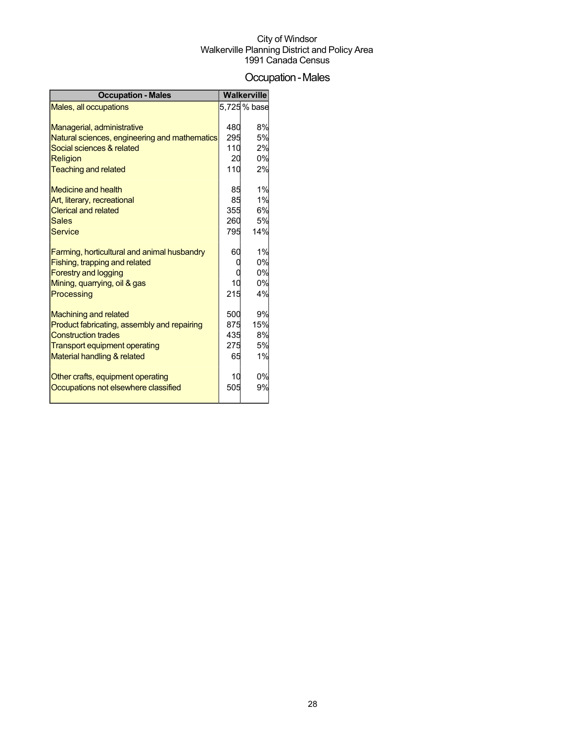City of Windsor
Walkerville Planning District and Policy Area
1991 Canada Census

# Occupation - Males

| Occupation - Males | Walkerville | |
|---|---|---|
| Males, all occupations | 5,725 | % base |
| | | |
| Managerial, administrative | 480 | 8% |
| Natural sciences, engineering and mathematics | 295 | 5% |
| Social sciences & related | 110 | 2% |
| Religion | 20 | 0% |
| Teaching and related | 110 | 2% |
| | | |
| Medicine and health | 85 | 1% |
| Art, literary, recreational | 85 | 1% |
| Clerical and related | 355 | 6% |
| Sales | 260 | 5% |
| Service | 795 | 14% |
| | | |
| Farming, horticultural and animal husbandry | 60 | 1% |
| Fishing, trapping and related | 0 | 0% |
| Forestry and logging | 0 | 0% |
| Mining, quarrying, oil & gas | 10 | 0% |
| Processing | 215 | 4% |
| | | |
| Machining and related | 500 | 9% |
| Product fabricating, assembly and repairing | 875 | 15% |
| Construction trades | 435 | 8% |
| Transport equipment operating | 275 | 5% |
| Material handling & related | 65 | 1% |
| | | |
| Other crafts, equipment operating | 10 | 0% |
| Occupations not elsewhere classified | 505 | 9% |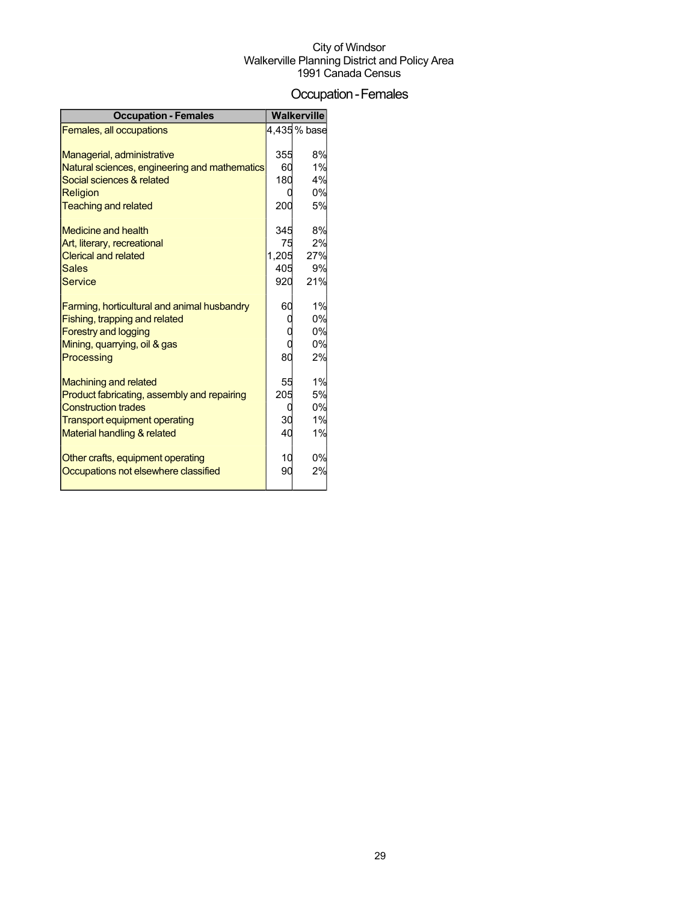City of Windsor
Walkerville Planning District and Policy Area
1991 Canada Census

# Occupation - Females

| Occupation - Females | Walkerville | |
|---|---|---|
| Females, all occupations | 4,435 | % base |
| | | |
| Managerial, administrative | 355 | 8% |
| Natural sciences, engineering and mathematics | 60 | 1% |
| Social sciences & related | 180 | 4% |
| Religion | 0 | 0% |
| Teaching and related | 200 | 5% |
| | | |
| Medicine and health | 345 | 8% |
| Art, literary, recreational | 75 | 2% |
| Clerical and related | 1,205 | 27% |
| Sales | 405 | 9% |
| Service | 920 | 21% |
| | | |
| Farming, horticultural and animal husbandry | 60 | 1% |
| Fishing, trapping and related | 0 | 0% |
| Forestry and logging | 0 | 0% |
| Mining, quarrying, oil & gas | 0 | 0% |
| Processing | 80 | 2% |
| | | |
| Machining and related | 55 | 1% |
| Product fabricating, assembly and repairing | 205 | 5% |
| Construction trades | 0 | 0% |
| Transport equipment operating | 30 | 1% |
| Material handling & related | 40 | 1% |
| | | |
| Other crafts, equipment operating | 10 | 0% |
| Occupations not elsewhere classified | 90 | 2% |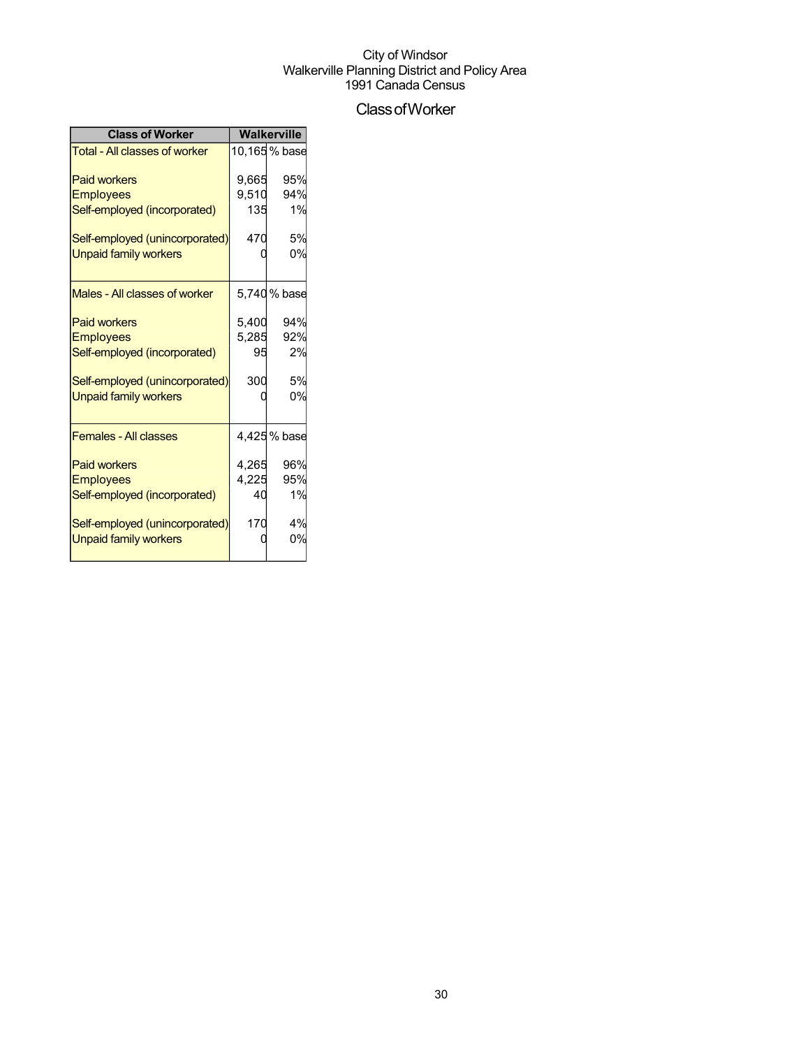City of Windsor
Walkerville Planning District and Policy Area
1991 Canada Census

# Class of Worker

| Class of Worker | Walkerville | |
|---|---|---|
| Total - All classes of worker | 10,165 | % base |
| Paid workers | 9,665 | 95% |
| Employees | 9,510 | 94% |
| Self-employed (incorporated) | 135 | 1% |
| Self-employed (unincorporated) | 470 | 5% |
| Unpaid family workers | 0 | 0% |
| Males - All classes of worker | 5,740 | % base |
| Paid workers | 5,400 | 94% |
| Employees | 5,285 | 92% |
| Self-employed (incorporated) | 95 | 2% |
| Self-employed (unincorporated) | 300 | 5% |
| Unpaid family workers | 0 | 0% |
| Females - All classes | 4,425 | % base |
| Paid workers | 4,265 | 96% |
| Employees | 4,225 | 95% |
| Self-employed (incorporated) | 40 | 1% |
| Self-employed (unincorporated) | 170 | 4% |
| Unpaid family workers | 0 | 0% |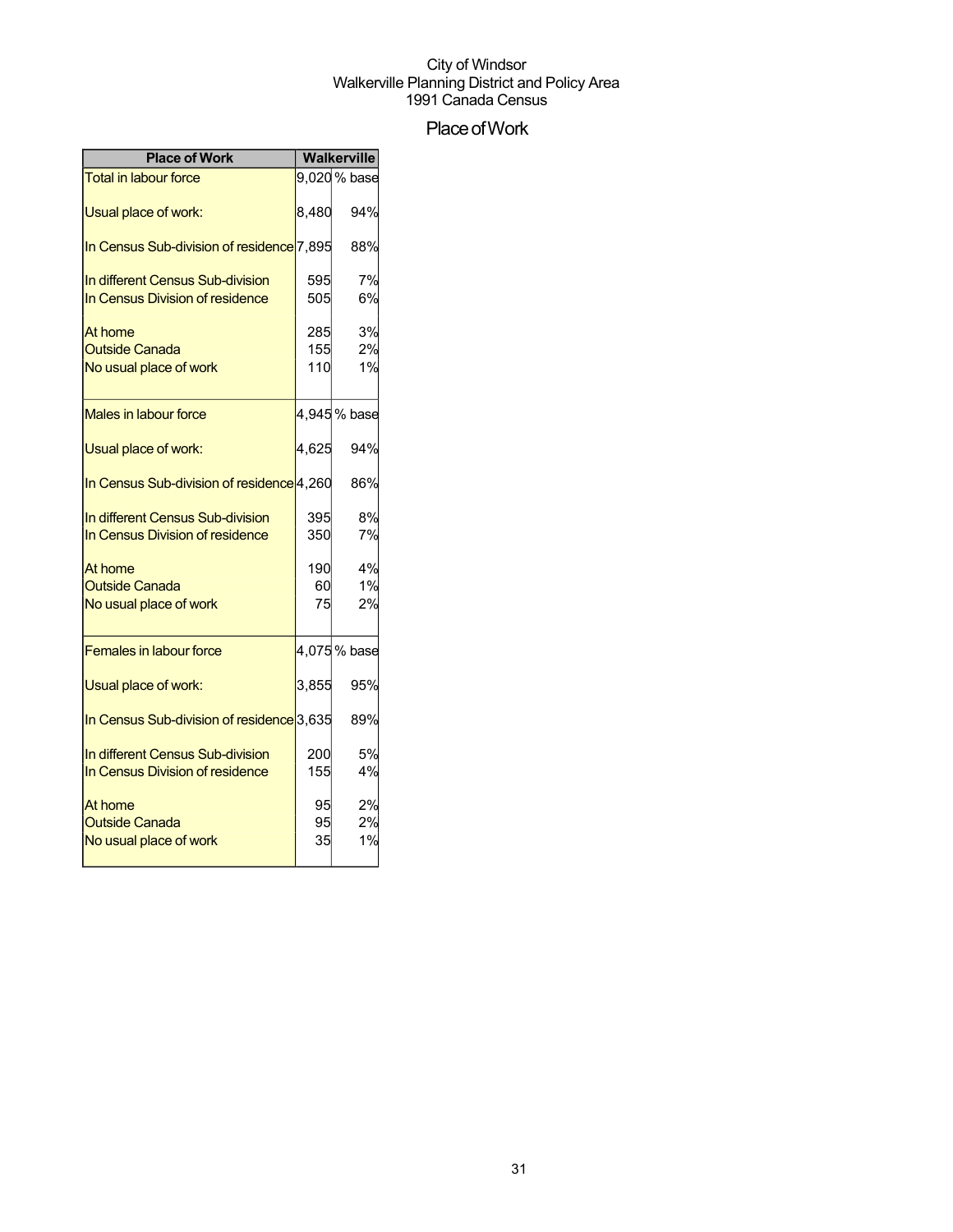City of Windsor
Walkerville Planning District and Policy Area
1991 Canada Census

# Place of Work

| Place of Work | Walkerville | |
|---|---|---|
| Total in labour force | 9,020 | % base |
| Usual place of work: | 8,480 | 94% |
| In Census Sub-division of residence | 7,895 | 88% |
| In different Census Sub-division | 595 | 7% |
| In Census Division of residence | 505 | 6% |
| At home | 285 | 3% |
| Outside Canada | 155 | 2% |
| No usual place of work | 110 | 1% |
| Males in labour force | 4,945 | % base |
| Usual place of work: | 4,625 | 94% |
| In Census Sub-division of residence | 4,260 | 86% |
| In different Census Sub-division | 395 | 8% |
| In Census Division of residence | 350 | 7% |
| At home | 190 | 4% |
| Outside Canada | 60 | 1% |
| No usual place of work | 75 | 2% |
| Females in labour force | 4,075 | % base |
| Usual place of work: | 3,855 | 95% |
| In Census Sub-division of residence | 3,635 | 89% |
| In different Census Sub-division | 200 | 5% |
| In Census Division of residence | 155 | 4% |
| At home | 95 | 2% |
| Outside Canada | 95 | 2% |
| No usual place of work | 35 | 1% |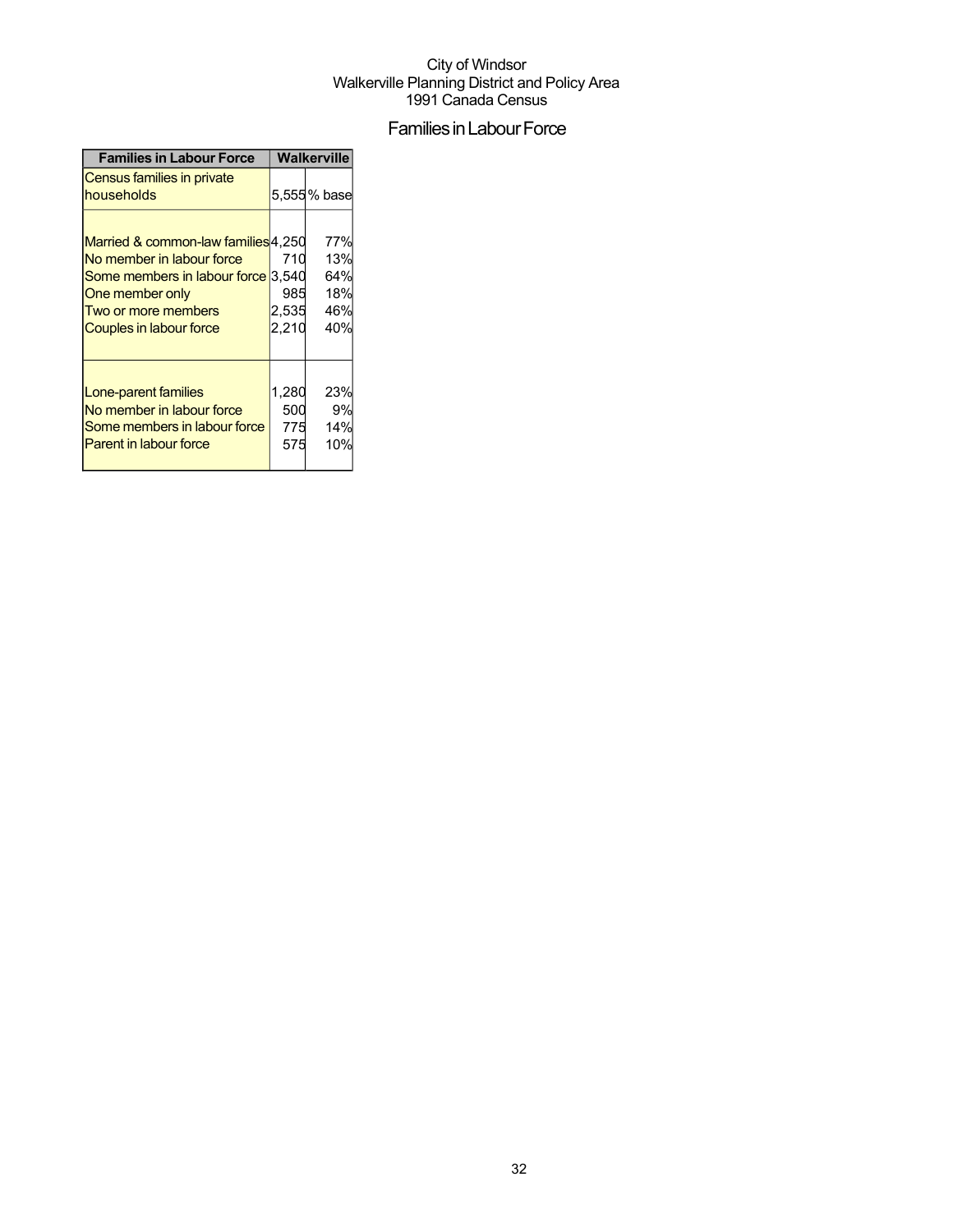City of Windsor
Walkerville Planning District and Policy Area
1991 Canada Census

# Families in Labour Force

| Families in Labour Force | Walkerville | |
|---|---|---|
| Census families in private households | 5,555 | % base |
| Married & common-law families | 4,250 | 77% |
| No member in labour force | 710 | 13% |
| Some members in labour force | 3,540 | 64% |
| One member only | 985 | 18% |
| Two or more members | 2,535 | 46% |
| Couples in labour force | 2,210 | 40% |
| Lone-parent families | 1,280 | 23% |
| No member in labour force | 500 | 9% |
| Some members in labour force | 775 | 14% |
| Parent in labour force | 575 | 10% |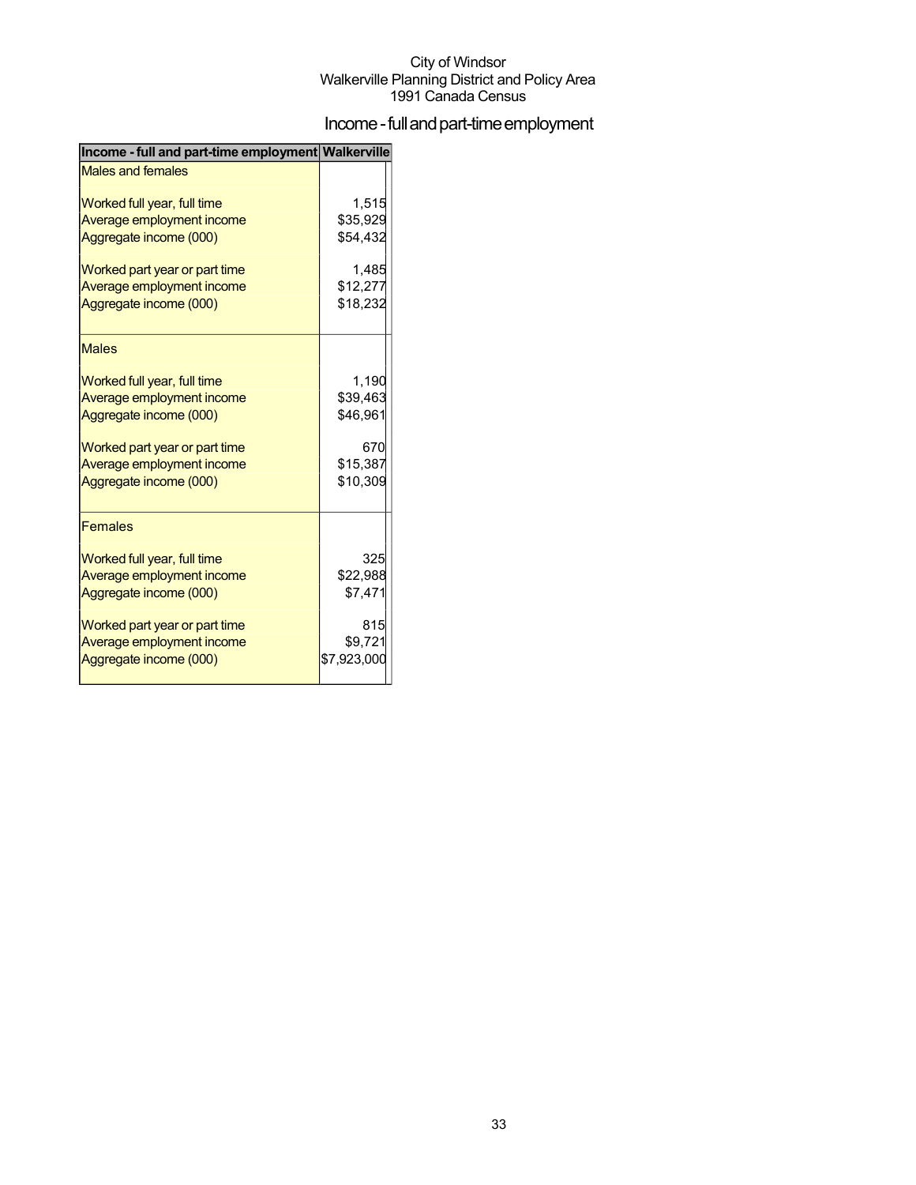City of Windsor
Walkerville Planning District and Policy Area
1991 Canada Census

# Income - full and part-time employment

| Income - full and part-time employment | Walkerville |
|---|---|
| **Males and females** | |
| Worked full year, full time | 1,515 |
| Average employment income | $35,929 |
| Aggregate income (000) | $54,432 |
| Worked part year or part time | 1,485 |
| Average employment income | $12,277 |
| Aggregate income (000) | $18,232 |
| **Males** | |
| Worked full year, full time | 1,190 |
| Average employment income | $39,463 |
| Aggregate income (000) | $46,961 |
| Worked part year or part time | 670 |
| Average employment income | $15,387 |
| Aggregate income (000) | $10,309 |
| **Females** | |
| Worked full year, full time | 325 |
| Average employment income | $22,988 |
| Aggregate income (000) | $7,471 |
| Worked part year or part time | 815 |
| Average employment income | $9,721 |
| Aggregate income (000) | $7,923,000 |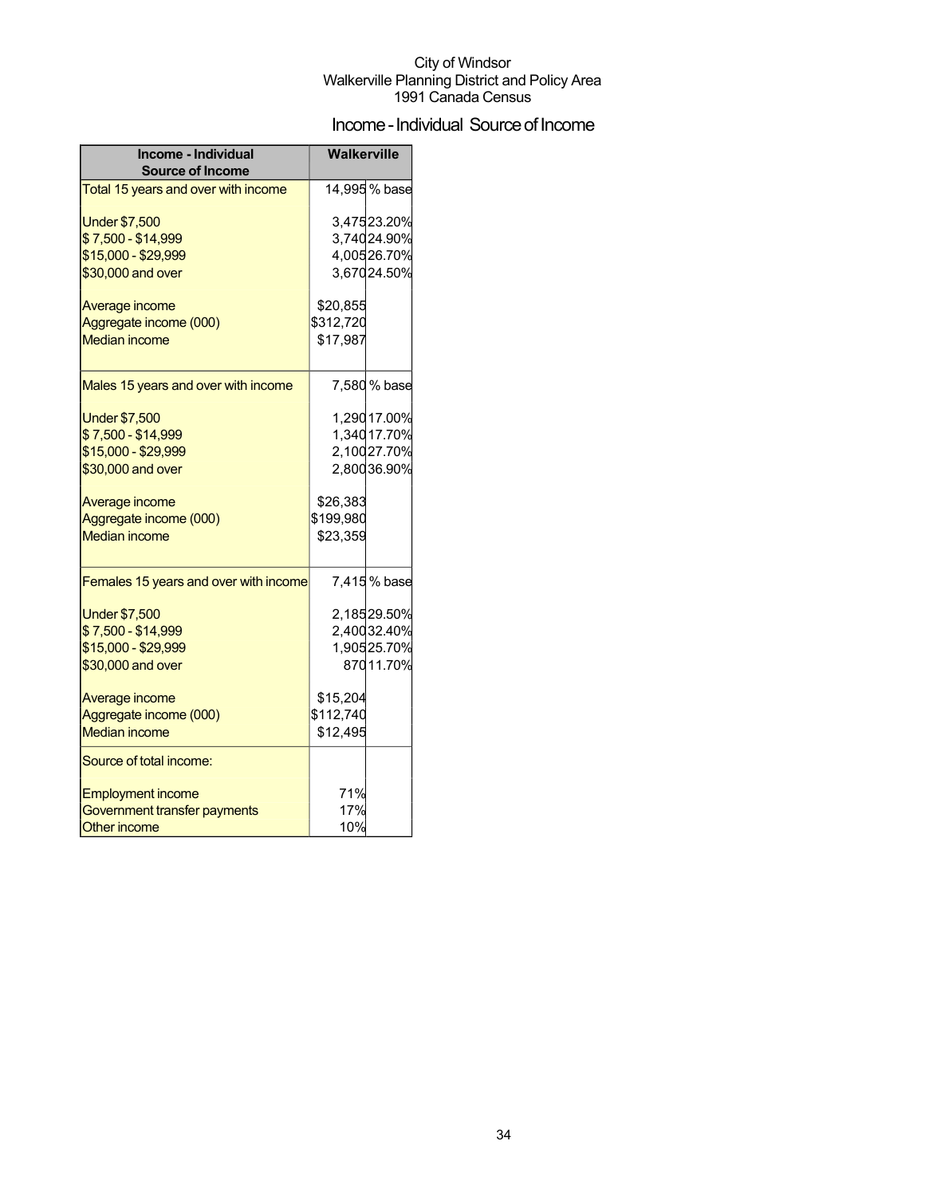City of Windsor
Walkerville Planning District and Policy Area
1991 Canada Census

# Income - Individual Source of Income

| Income - Individual Source of Income | Walkerville | |
|---|---|---|
| Total 15 years and over with income | 14,995 | % base |
| Under $7,500 | 3,475 | 23.20% |
| $ 7,500 - $14,999 | 3,740 | 24.90% |
| $15,000 - $29,999 | 4,005 | 26.70% |
| $30,000 and over | 3,670 | 24.50% |
| Average income | $20,855 | |
| Aggregate income (000) | $312,720 | |
| Median income | $17,987 | |
| Males 15 years and over with income | 7,580 | % base |
| Under $7,500 | 1,290 | 17.00% |
| $ 7,500 - $14,999 | 1,340 | 17.70% |
| $15,000 - $29,999 | 2,100 | 27.70% |
| $30,000 and over | 2,800 | 36.90% |
| Average income | $26,383 | |
| Aggregate income (000) | $199,980 | |
| Median income | $23,359 | |
| Females 15 years and over with income | 7,415 | % base |
| Under $7,500 | 2,185 | 29.50% |
| $ 7,500 - $14,999 | 2,400 | 32.40% |
| $15,000 - $29,999 | 1,905 | 25.70% |
| $30,000 and over | 870 | 11.70% |
| Average income | $15,204 | |
| Aggregate income (000) | $112,740 | |
| Median income | $12,495 | |
| Source of total income: | | |
| Employment income | 71% | |
| Government transfer payments | 17% | |
| Other income | 10% | |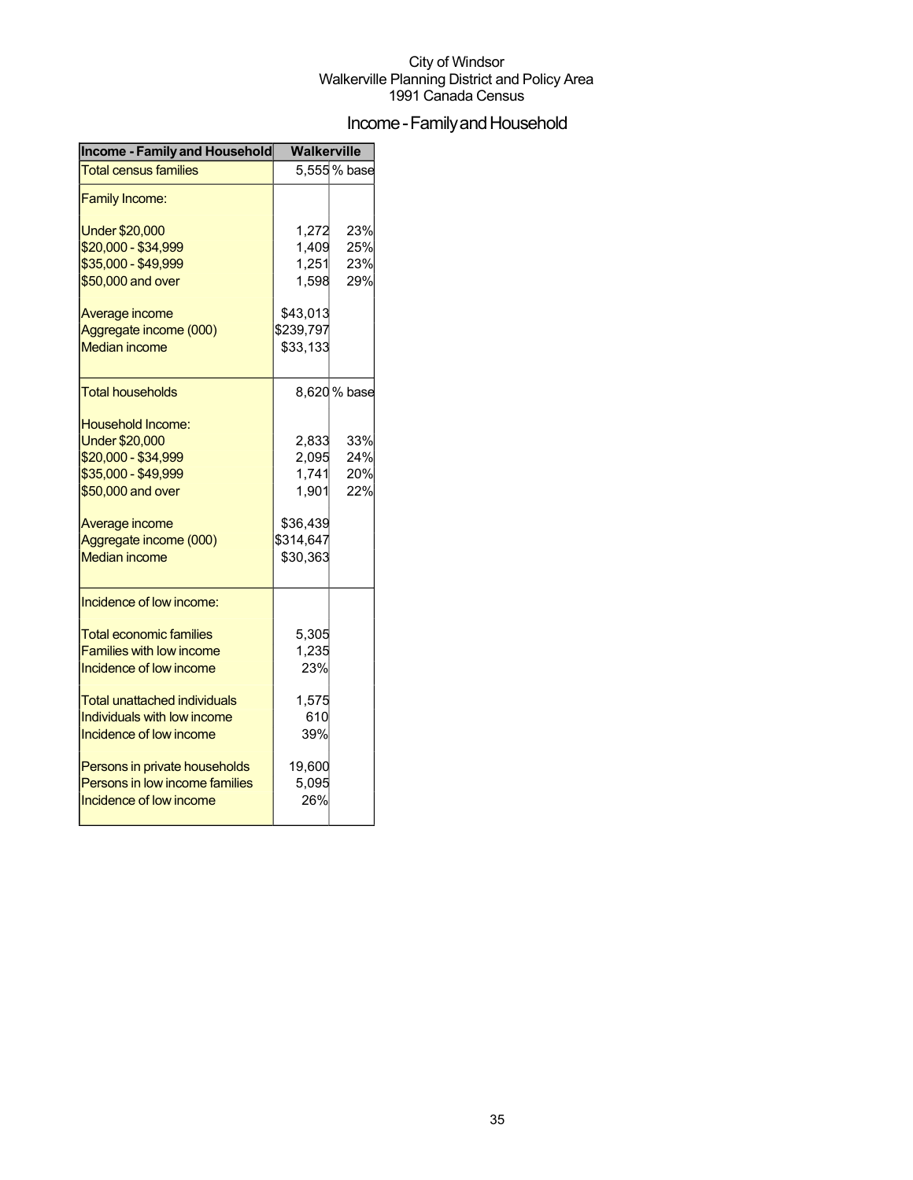City of Windsor
Walkerville Planning District and Policy Area
1991 Canada Census

# Income - Family and Household

| Income - Family and Household | Walkerville | |
|---|---|---|
| Total census families | 5,555 | % base |
| Family Income: | | |
| Under $20,000 | 1,272 | 23% |
| $20,000 - $34,999 | 1,409 | 25% |
| $35,000 - $49,999 | 1,251 | 23% |
| $50,000 and over | 1,598 | 29% |
| Average income | $43,013 | |
| Aggregate income (000) | $239,797 | |
| Median income | $33,133 | |
| Total households | 8,620 | % base |
| Household Income: | | |
| Under $20,000 | 2,833 | 33% |
| $20,000 - $34,999 | 2,095 | 24% |
| $35,000 - $49,999 | 1,741 | 20% |
| $50,000 and over | 1,901 | 22% |
| Average income | $36,439 | |
| Aggregate income (000) | $314,647 | |
| Median income | $30,363 | |
| Incidence of low income: | | |
| Total economic families | 5,305 | |
| Families with low income | 1,235 | |
| Incidence of low income | 23% | |
| Total unattached individuals | 1,575 | |
| Individuals with low income | 610 | |
| Incidence of low income | 39% | |
| Persons in private households | 19,600 | |
| Persons in low income families | 5,095 | |
| Incidence of low income | 26% | |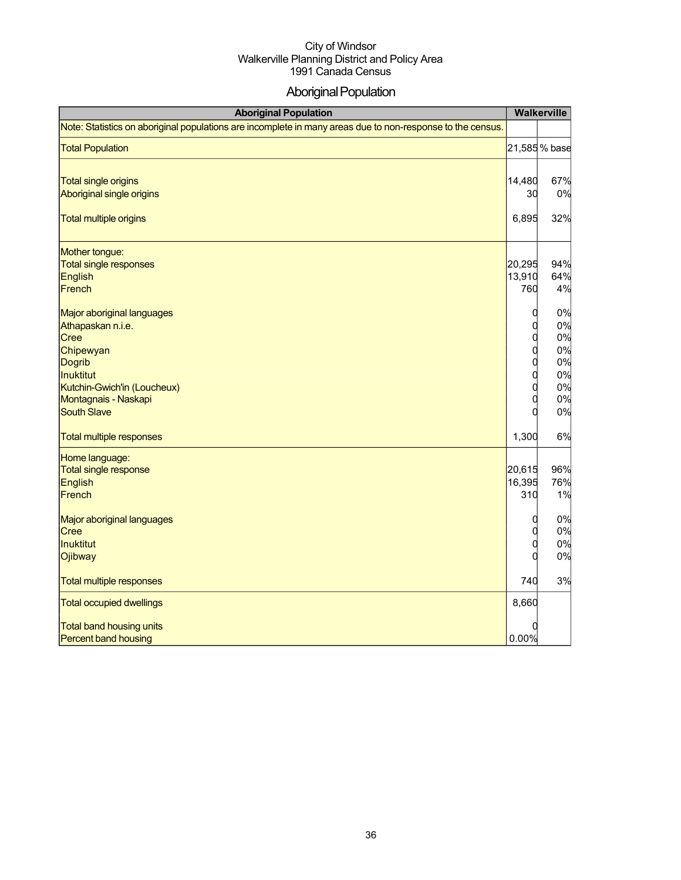City of Windsor
Walkerville Planning District and Policy Area
1991 Canada Census

# Aboriginal Population

| Aboriginal Population | Walkerville | |
|---|---|---|
| Note: Statistics on aboriginal populations are incomplete in many areas due to non-response to the census. | | |
| Total Population | 21,585 | % base |
| Total single origins | 14,480 | 67% |
| Aboriginal single origins | 30 | 0% |
| Total multiple origins | 6,895 | 32% |
| Mother tongue: | | |
| Total single responses | 20,295 | 94% |
| English | 13,910 | 64% |
| French | 760 | 4% |
| Major aboriginal languages | 0 | 0% |
| Athapaskan n.i.e. | 0 | 0% |
| Cree | 0 | 0% |
| Chipewyan | 0 | 0% |
| Dogrib | 0 | 0% |
| Inuktitut | 0 | 0% |
| Kutchin-Gwich'in (Loucheux) | 0 | 0% |
| Montagnais - Naskapi | 0 | 0% |
| South Slave | 0 | 0% |
| Total multiple responses | 1,300 | 6% |
| Home language: | | |
| Total single response | 20,615 | 96% |
| English | 16,395 | 76% |
| French | 310 | 1% |
| Major aboriginal languages | 0 | 0% |
| Cree | 0 | 0% |
| Inuktitut | 0 | 0% |
| Ojibway | 0 | 0% |
| Total multiple responses | 740 | 3% |
| Total occupied dwellings | 8,660 | |
| Total band housing units | 0 | |
| Percent band housing | 0.00% | |